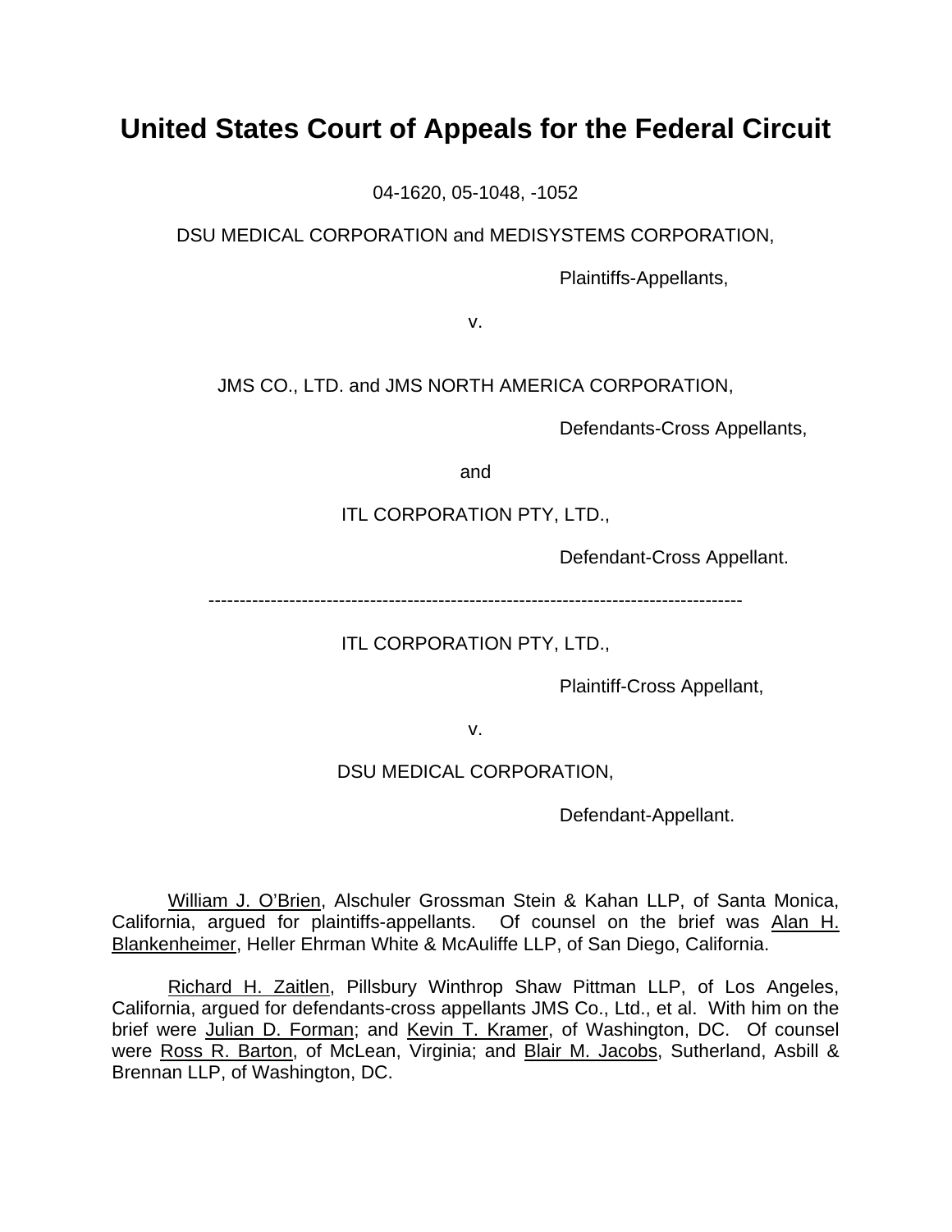# United States Court of Appeals for the Federal Circuit

04-1620, 05-1048, -1052

DSU MEDICAL CORPORATION and MEDISYSTEMS CORPORATION,

Plaintiffs-Appellants,

v.

JMS CO., LTD. and JMS NORTH AMERICA CORPORATION,

Defendants-Cross Appellants,

and

ITL CORPORATION PTY, LTD.,

Defendant-Cross Appellant.

---

ITL CORPORATION PTY, LTD.,

Plaintiff-Cross Appellant,

v.

DSU MEDICAL CORPORATION,

Defendant-Appellant.

William J. O'Brien, Alschuler Grossman Stein & Kahan LLP, of Santa Monica, California, argued for plaintiffs-appellants. Of counsel on the brief was Alan H. Blankenheimer, Heller Ehrman White & McAuliffe LLP, of San Diego, California.

Richard H. Zaitlen, Pillsbury Winthrop Shaw Pittman LLP, of Los Angeles, California, argued for defendants-cross appellants JMS Co., Ltd., et al. With him on the brief were Julian D. Forman; and Kevin T. Kramer, of Washington, DC. Of counsel were Ross R. Barton, of McLean, Virginia; and Blair M. Jacobs, Sutherland, Asbill & Brennan LLP, of Washington, DC.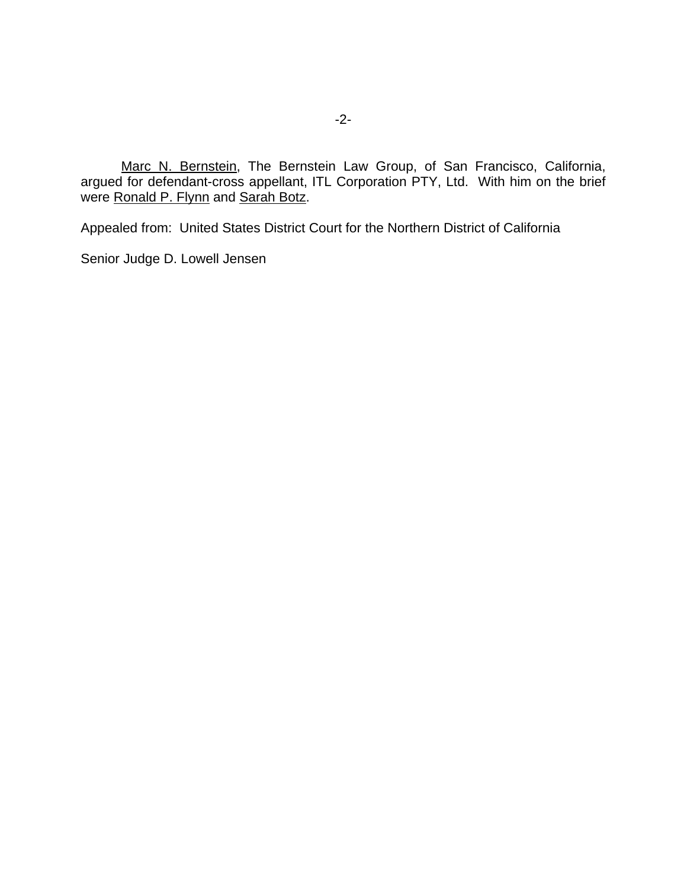Marc N. Bernstein, The Bernstein Law Group, of San Francisco, California, argued for defendant-cross appellant, ITL Corporation PTY, Ltd. With him on the brief were Ronald P. Flynn and Sarah Botz.

Appealed from: United States District Court for the Northern District of California

Senior Judge D. Lowell Jensen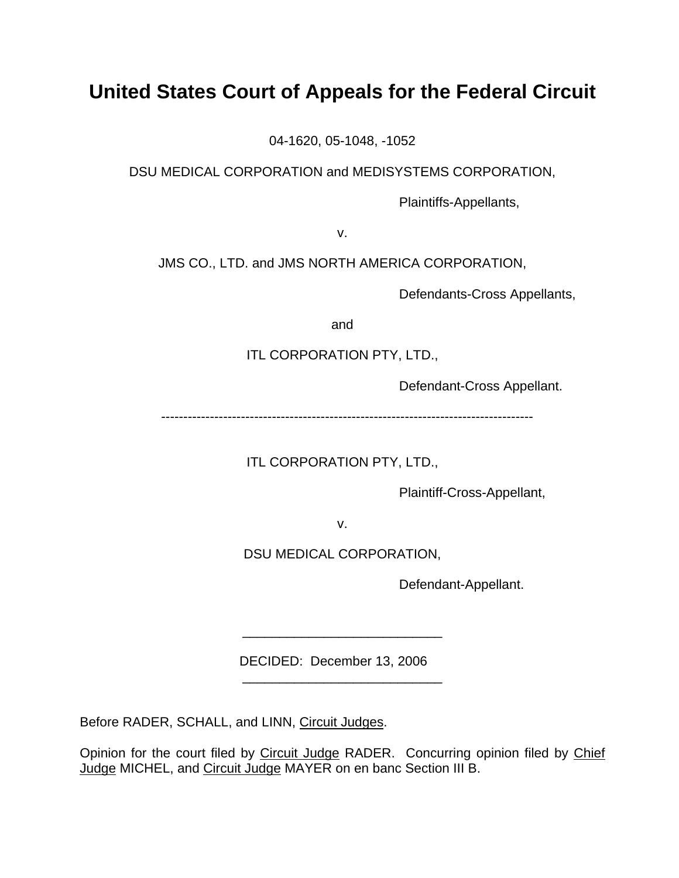# United States Court of Appeals for the Federal Circuit

04-1620, 05-1048, -1052

DSU MEDICAL CORPORATION and MEDISYSTEMS CORPORATION,

Plaintiffs-Appellants,

v.

JMS CO., LTD. and JMS NORTH AMERICA CORPORATION,

Defendants-Cross Appellants,

and

ITL CORPORATION PTY, LTD.,

Defendant-Cross Appellant.

---

ITL CORPORATION PTY, LTD.,

Plaintiff-Cross-Appellant,

v.

DSU MEDICAL CORPORATION,

Defendant-Appellant.

---

DECIDED: December 13, 2006

---

Before RADER, SCHALL, and LINN, Circuit Judges.

Opinion for the court filed by Circuit Judge RADER. Concurring opinion filed by Chief Judge MICHEL, and Circuit Judge MAYER on en banc Section III B.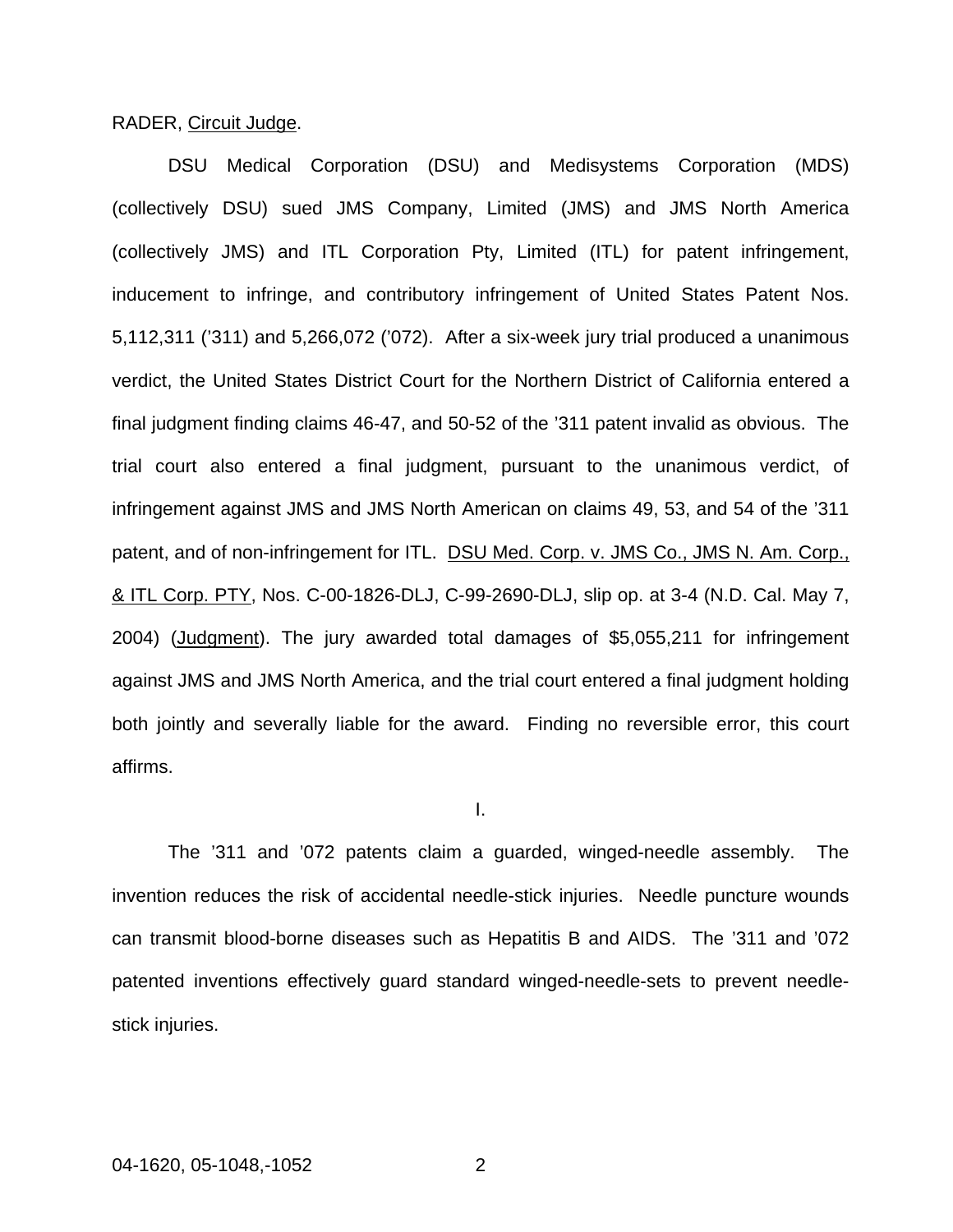RADER, Circuit Judge.

DSU Medical Corporation (DSU) and Medisystems Corporation (MDS) (collectively DSU) sued JMS Company, Limited (JMS) and JMS North America (collectively JMS) and ITL Corporation Pty, Limited (ITL) for patent infringement, inducement to infringe, and contributory infringement of United States Patent Nos. 5,112,311 ('311) and 5,266,072 ('072). After a six-week jury trial produced a unanimous verdict, the United States District Court for the Northern District of California entered a final judgment finding claims 46-47, and 50-52 of the '311 patent invalid as obvious. The trial court also entered a final judgment, pursuant to the unanimous verdict, of infringement against JMS and JMS North American on claims 49, 53, and 54 of the '311 patent, and of non-infringement for ITL. DSU Med. Corp. v. JMS Co., JMS N. Am. Corp., & ITL Corp. PTY, Nos. C-00-1826-DLJ, C-99-2690-DLJ, slip op. at 3-4 (N.D. Cal. May 7, 2004) (Judgment). The jury awarded total damages of $5,055,211 for infringement against JMS and JMS North America, and the trial court entered a final judgment holding both jointly and severally liable for the award. Finding no reversible error, this court affirms.

I.

The '311 and '072 patents claim a guarded, winged-needle assembly. The invention reduces the risk of accidental needle-stick injuries. Needle puncture wounds can transmit blood-borne diseases such as Hepatitis B and AIDS. The '311 and '072 patented inventions effectively guard standard winged-needle-sets to prevent needle-stick injuries.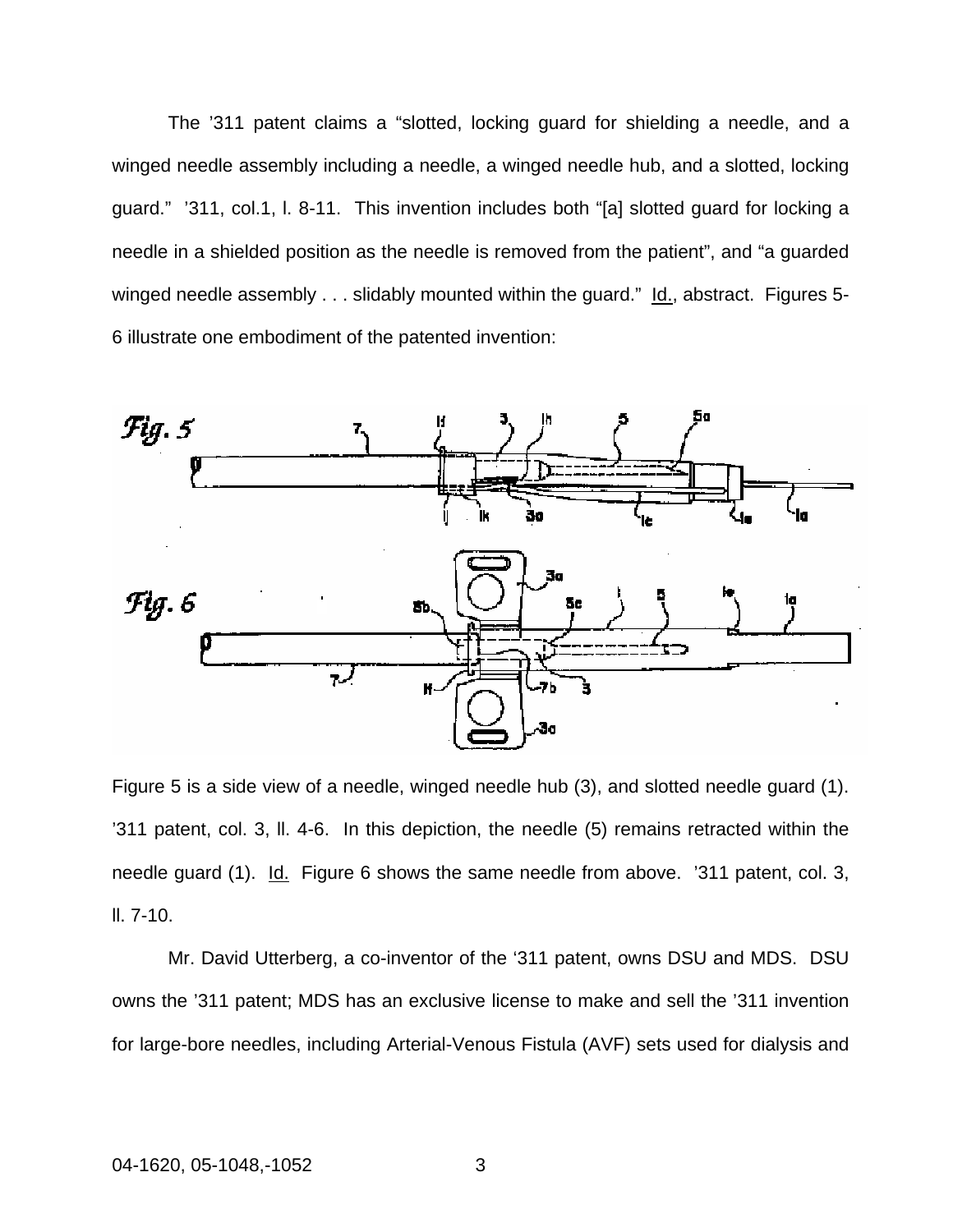The '311 patent claims a "slotted, locking guard for shielding a needle, and a winged needle assembly including a needle, a winged needle hub, and a slotted, locking guard." '311, col.1, l. 8-11. This invention includes both "[a] slotted guard for locking a needle in a shielded position as the needle is removed from the patient", and "a guarded winged needle assembly . . . slidably mounted within the guard." Id., abstract. Figures 5-6 illustrate one embodiment of the patented invention:

Figure 5 is a side view of a needle, winged needle hub (3), and slotted needle guard (1). '311 patent, col. 3, ll. 4-6. In this depiction, the needle (5) remains retracted within the needle guard (1). Id. Figure 6 shows the same needle from above. '311 patent, col. 3, ll. 7-10.

Mr. David Utterberg, a co-inventor of the '311 patent, owns DSU and MDS. DSU owns the '311 patent; MDS has an exclusive license to make and sell the '311 invention for large-bore needles, including Arterial-Venous Fistula (AVF) sets used for dialysis and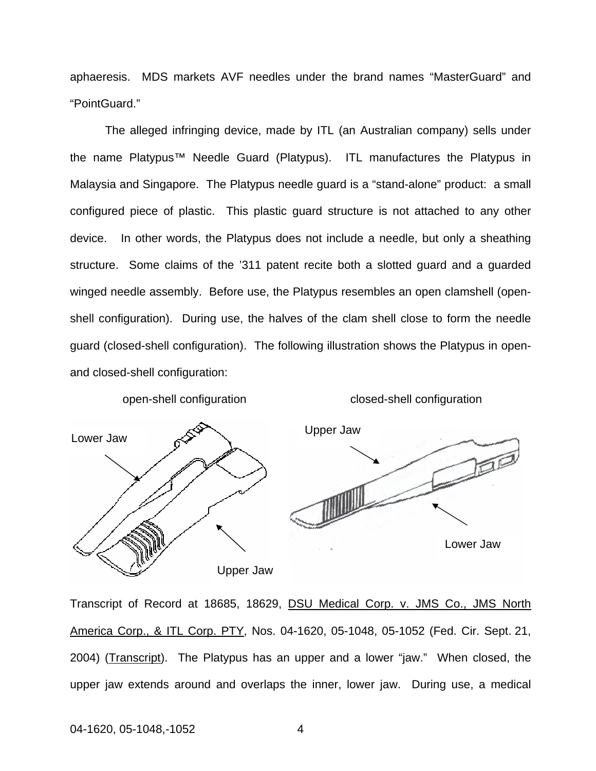aphaeresis. MDS markets AVF needles under the brand names "MasterGuard" and "PointGuard."

The alleged infringing device, made by ITL (an Australian company) sells under the name Platypus™ Needle Guard (Platypus). ITL manufactures the Platypus in Malaysia and Singapore. The Platypus needle guard is a "stand-alone" product: a small configured piece of plastic. This plastic guard structure is not attached to any other device. In other words, the Platypus does not include a needle, but only a sheathing structure. Some claims of the '311 patent recite both a slotted guard and a guarded winged needle assembly. Before use, the Platypus resembles an open clamshell (open-shell configuration). During use, the halves of the clam shell close to form the needle guard (closed-shell configuration). The following illustration shows the Platypus in open- and closed-shell configuration:

open-shell configuration closed-shell configuration

Lower Jaw Upper Jaw

Upper Jaw Lower Jaw

Transcript of Record at 18685, 18629, DSU Medical Corp. v. JMS Co., JMS North America Corp., & ITL Corp. PTY, Nos. 04-1620, 05-1048, 05-1052 (Fed. Cir. Sept. 21, 2004) (Transcript). The Platypus has an upper and a lower "jaw." When closed, the upper jaw extends around and overlaps the inner, lower jaw. During use, a medical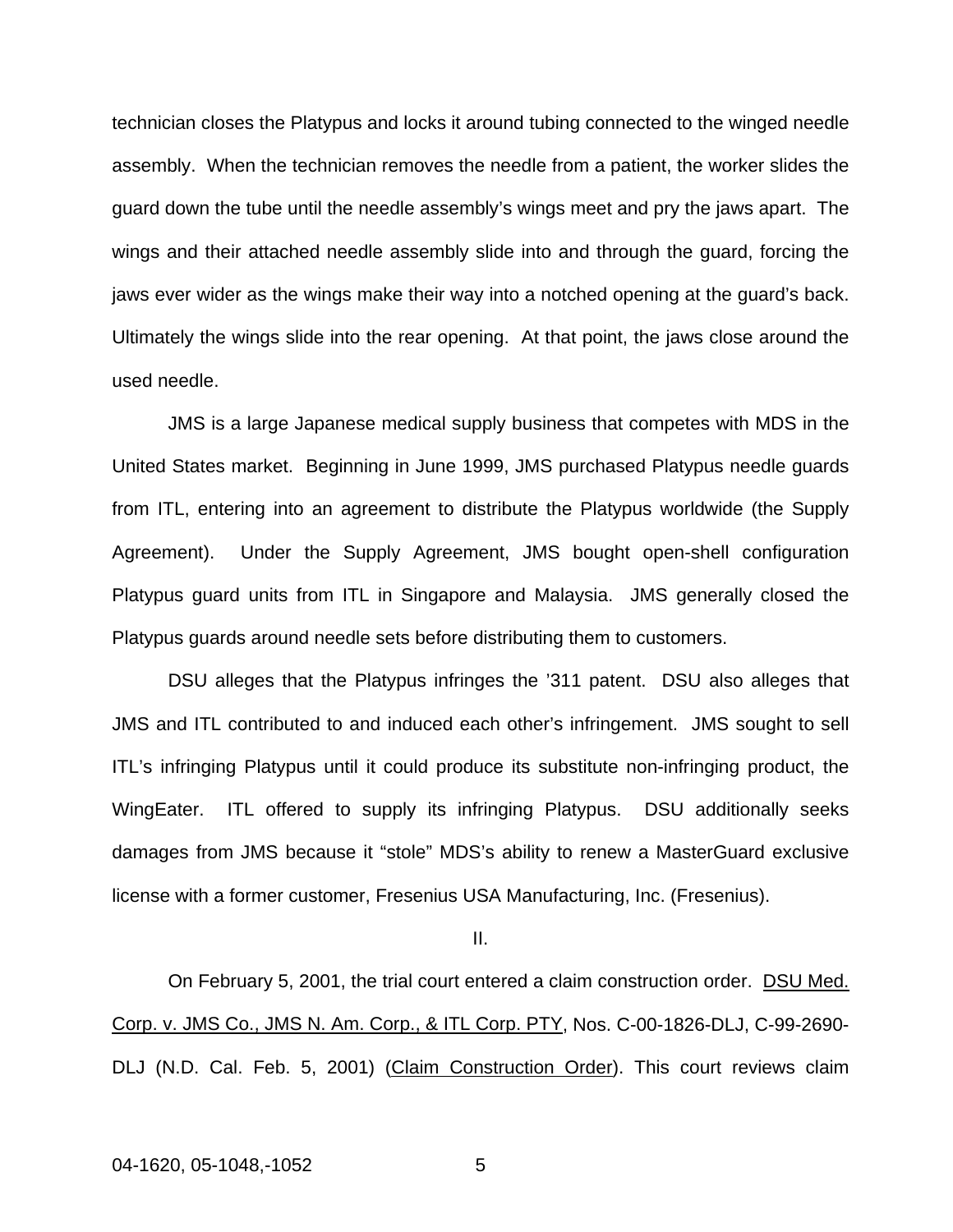technician closes the Platypus and locks it around tubing connected to the winged needle assembly. When the technician removes the needle from a patient, the worker slides the guard down the tube until the needle assembly's wings meet and pry the jaws apart. The wings and their attached needle assembly slide into and through the guard, forcing the jaws ever wider as the wings make their way into a notched opening at the guard's back. Ultimately the wings slide into the rear opening. At that point, the jaws close around the used needle.

JMS is a large Japanese medical supply business that competes with MDS in the United States market. Beginning in June 1999, JMS purchased Platypus needle guards from ITL, entering into an agreement to distribute the Platypus worldwide (the Supply Agreement). Under the Supply Agreement, JMS bought open-shell configuration Platypus guard units from ITL in Singapore and Malaysia. JMS generally closed the Platypus guards around needle sets before distributing them to customers.

DSU alleges that the Platypus infringes the '311 patent. DSU also alleges that JMS and ITL contributed to and induced each other's infringement. JMS sought to sell ITL's infringing Platypus until it could produce its substitute non-infringing product, the WingEater. ITL offered to supply its infringing Platypus. DSU additionally seeks damages from JMS because it "stole" MDS's ability to renew a MasterGuard exclusive license with a former customer, Fresenius USA Manufacturing, Inc. (Fresenius).

II.

On February 5, 2001, the trial court entered a claim construction order. DSU Med. Corp. v. JMS Co., JMS N. Am. Corp., & ITL Corp. PTY, Nos. C-00-1826-DLJ, C-99-2690-DLJ (N.D. Cal. Feb. 5, 2001) (Claim Construction Order). This court reviews claim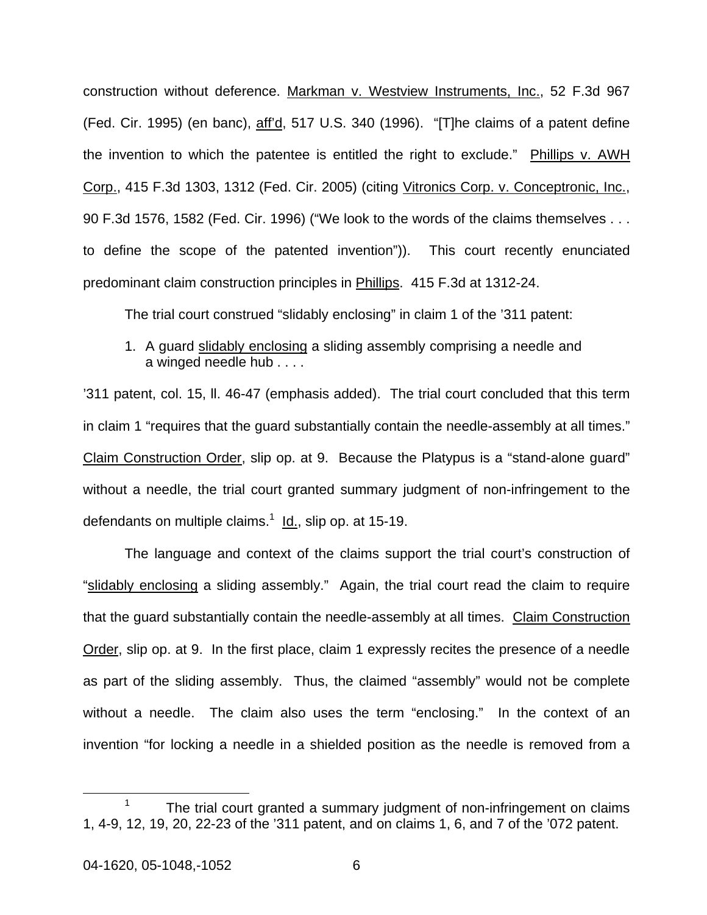construction without deference. Markman v. Westview Instruments, Inc., 52 F.3d 967 (Fed. Cir. 1995) (en banc), aff'd, 517 U.S. 340 (1996). "[T]he claims of a patent define the invention to which the patentee is entitled the right to exclude." Phillips v. AWH Corp., 415 F.3d 1303, 1312 (Fed. Cir. 2005) (citing Vitronics Corp. v. Conceptronic, Inc., 90 F.3d 1576, 1582 (Fed. Cir. 1996) ("We look to the words of the claims themselves . . . to define the scope of the patented invention")). This court recently enunciated predominant claim construction principles in Phillips. 415 F.3d at 1312-24.

The trial court construed "slidably enclosing" in claim 1 of the '311 patent:

> 1. A guard slidably enclosing a sliding assembly comprising a needle and a winged needle hub . . . .

'311 patent, col. 15, ll. 46-47 (emphasis added). The trial court concluded that this term in claim 1 "requires that the guard substantially contain the needle-assembly at all times." Claim Construction Order, slip op. at 9. Because the Platypus is a "stand-alone guard" without a needle, the trial court granted summary judgment of non-infringement to the defendants on multiple claims.[1] Id., slip op. at 15-19.

The language and context of the claims support the trial court's construction of "slidably enclosing a sliding assembly." Again, the trial court read the claim to require that the guard substantially contain the needle-assembly at all times. Claim Construction Order, slip op. at 9. In the first place, claim 1 expressly recites the presence of a needle as part of the sliding assembly. Thus, the claimed "assembly" would not be complete without a needle. The claim also uses the term "enclosing." In the context of an invention "for locking a needle in a shielded position as the needle is removed from a

---

[1] The trial court granted a summary judgment of non-infringement on claims 1, 4-9, 12, 19, 20, 22-23 of the '311 patent, and on claims 1, 6, and 7 of the '072 patent.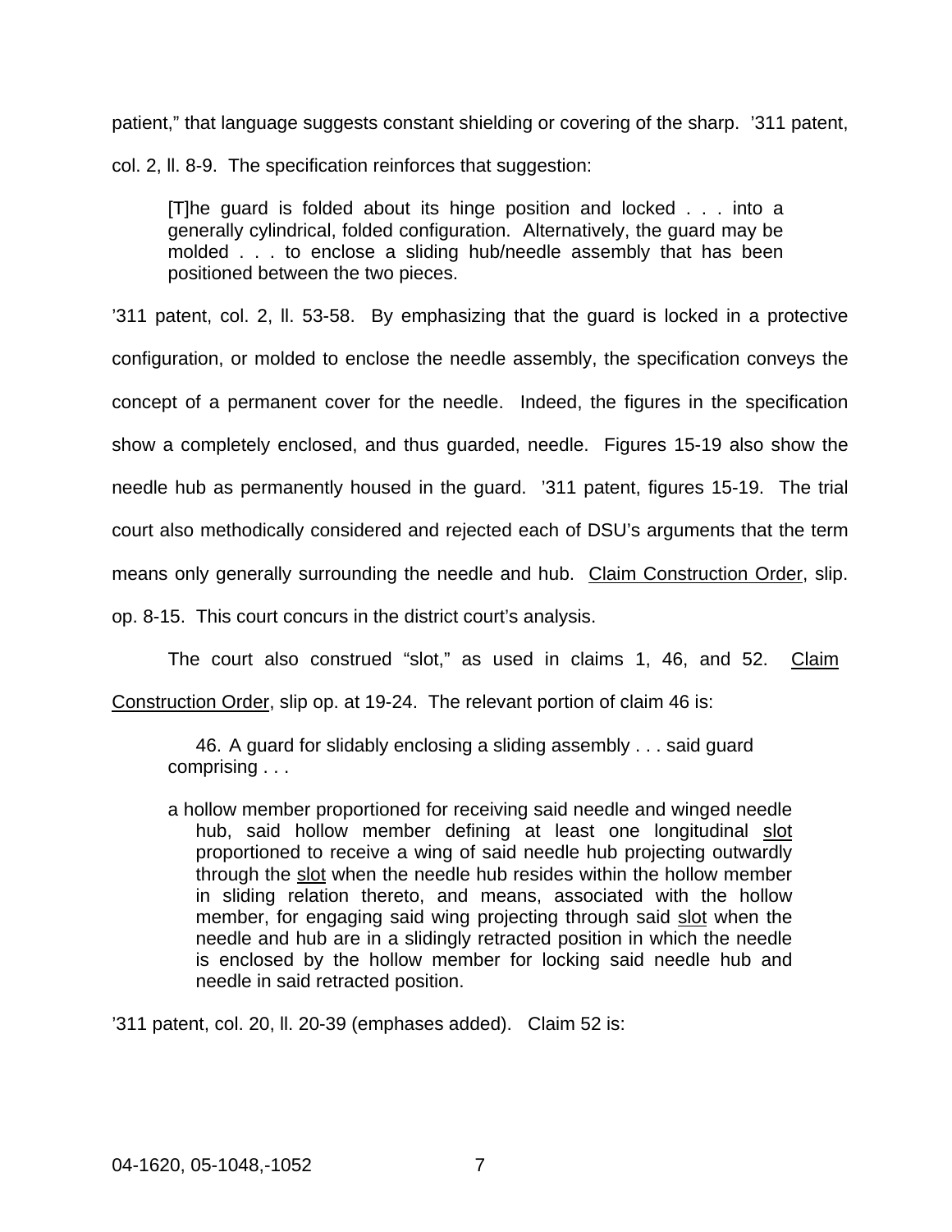patient," that language suggests constant shielding or covering of the sharp. '311 patent, col. 2, ll. 8-9. The specification reinforces that suggestion:

> [T]he guard is folded about its hinge position and locked . . . into a generally cylindrical, folded configuration. Alternatively, the guard may be molded . . . to enclose a sliding hub/needle assembly that has been positioned between the two pieces.

'311 patent, col. 2, ll. 53-58. By emphasizing that the guard is locked in a protective configuration, or molded to enclose the needle assembly, the specification conveys the concept of a permanent cover for the needle. Indeed, the figures in the specification show a completely enclosed, and thus guarded, needle. Figures 15-19 also show the needle hub as permanently housed in the guard. '311 patent, figures 15-19. The trial court also methodically considered and rejected each of DSU's arguments that the term means only generally surrounding the needle and hub. Claim Construction Order, slip. op. 8-15. This court concurs in the district court's analysis.

The court also construed "slot," as used in claims 1, 46, and 52. Claim Construction Order, slip op. at 19-24. The relevant portion of claim 46 is:

> 46. A guard for slidably enclosing a sliding assembly . . . said guard comprising . . .
>
> a hollow member proportioned for receiving said needle and winged needle hub, said hollow member defining at least one longitudinal slot proportioned to receive a wing of said needle hub projecting outwardly through the slot when the needle hub resides within the hollow member in sliding relation thereto, and means, associated with the hollow member, for engaging said wing projecting through said slot when the needle and hub are in a slidingly retracted position in which the needle is enclosed by the hollow member for locking said needle hub and needle in said retracted position.

'311 patent, col. 20, ll. 20-39 (emphases added). Claim 52 is: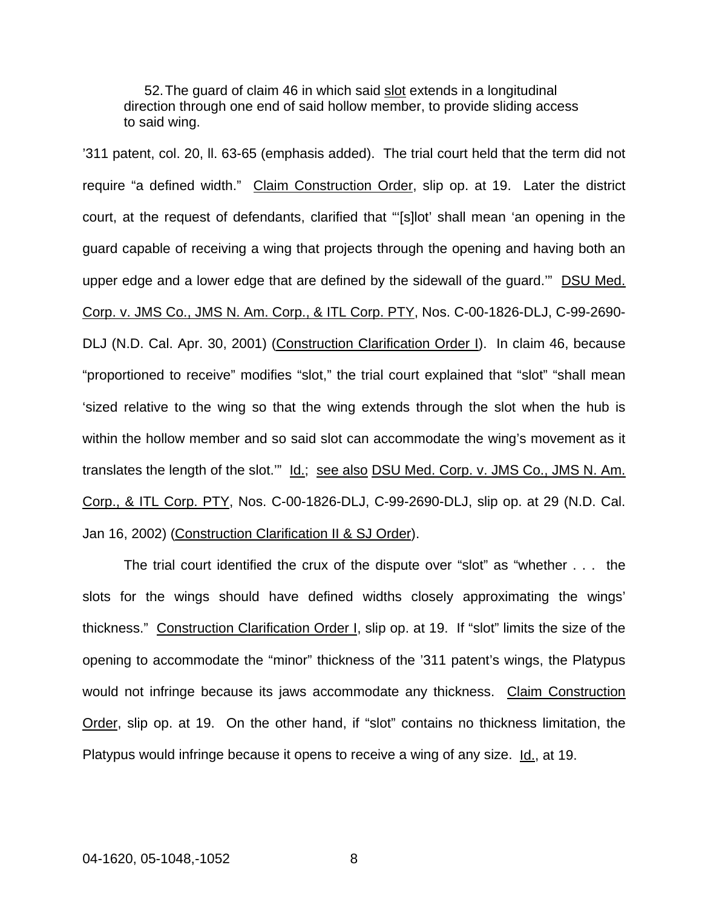> 52. The guard of claim 46 in which said slot extends in a longitudinal direction through one end of said hollow member, to provide sliding access to said wing.

’311 patent, col. 20, ll. 63-65 (emphasis added). The trial court held that the term did not require “a defined width.” Claim Construction Order, slip op. at 19. Later the district court, at the request of defendants, clarified that “‘[s]lot’ shall mean ‘an opening in the guard capable of receiving a wing that projects through the opening and having both an upper edge and a lower edge that are defined by the sidewall of the guard.’” DSU Med. Corp. v. JMS Co., JMS N. Am. Corp., & ITL Corp. PTY, Nos. C-00-1826-DLJ, C-99-2690-DLJ (N.D. Cal. Apr. 30, 2001) (Construction Clarification Order I). In claim 46, because “proportioned to receive” modifies “slot,” the trial court explained that “slot” “shall mean ‘sized relative to the wing so that the wing extends through the slot when the hub is within the hollow member and so said slot can accommodate the wing’s movement as it translates the length of the slot.’” Id.; see also DSU Med. Corp. v. JMS Co., JMS N. Am. Corp., & ITL Corp. PTY, Nos. C-00-1826-DLJ, C-99-2690-DLJ, slip op. at 29 (N.D. Cal. Jan 16, 2002) (Construction Clarification II & SJ Order).

The trial court identified the crux of the dispute over “slot” as “whether . . . the slots for the wings should have defined widths closely approximating the wings’ thickness.” Construction Clarification Order I, slip op. at 19. If “slot” limits the size of the opening to accommodate the “minor” thickness of the ’311 patent’s wings, the Platypus would not infringe because its jaws accommodate any thickness. Claim Construction Order, slip op. at 19. On the other hand, if “slot” contains no thickness limitation, the Platypus would infringe because it opens to receive a wing of any size. Id., at 19.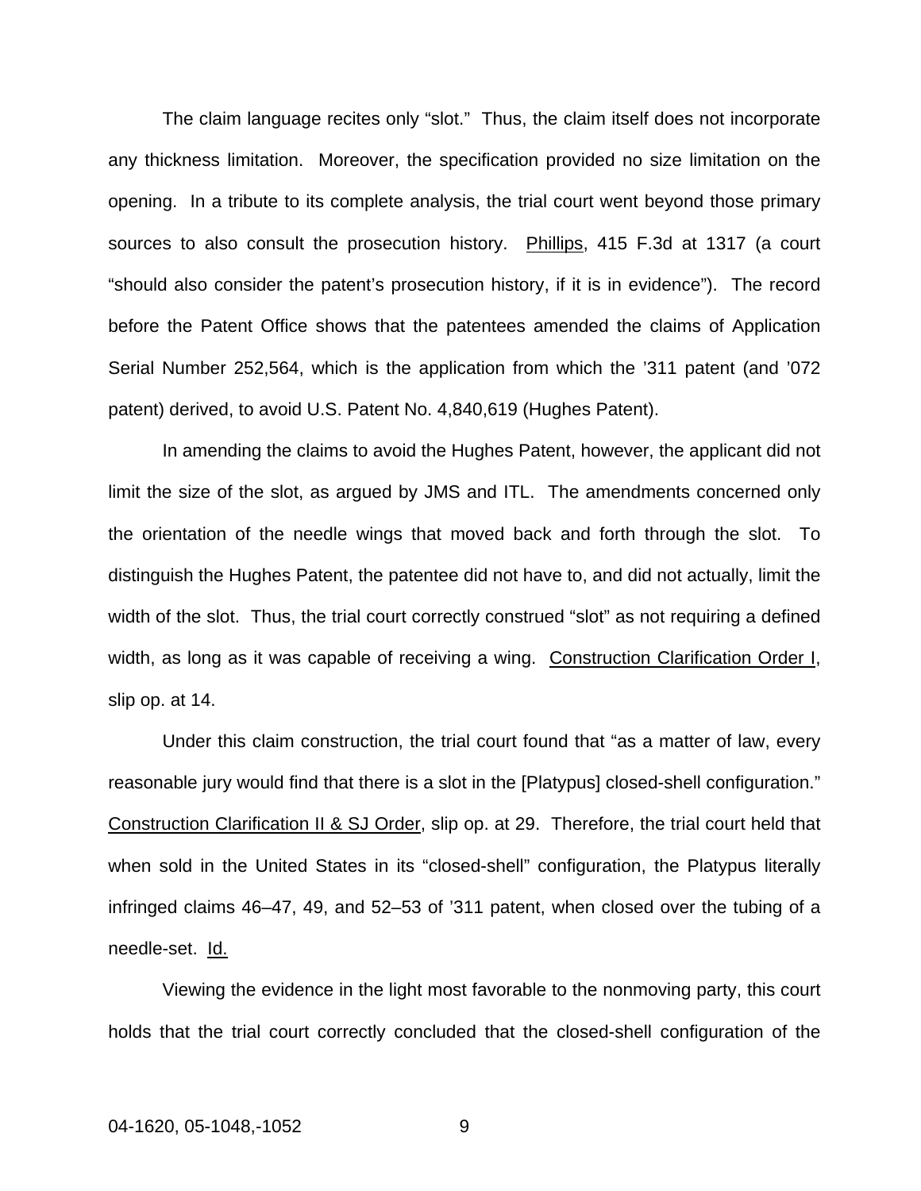The claim language recites only "slot." Thus, the claim itself does not incorporate any thickness limitation. Moreover, the specification provided no size limitation on the opening. In a tribute to its complete analysis, the trial court went beyond those primary sources to also consult the prosecution history. Phillips, 415 F.3d at 1317 (a court "should also consider the patent's prosecution history, if it is in evidence"). The record before the Patent Office shows that the patentees amended the claims of Application Serial Number 252,564, which is the application from which the '311 patent (and '072 patent) derived, to avoid U.S. Patent No. 4,840,619 (Hughes Patent).

In amending the claims to avoid the Hughes Patent, however, the applicant did not limit the size of the slot, as argued by JMS and ITL. The amendments concerned only the orientation of the needle wings that moved back and forth through the slot. To distinguish the Hughes Patent, the patentee did not have to, and did not actually, limit the width of the slot. Thus, the trial court correctly construed "slot" as not requiring a defined width, as long as it was capable of receiving a wing. Construction Clarification Order I, slip op. at 14.

Under this claim construction, the trial court found that "as a matter of law, every reasonable jury would find that there is a slot in the [Platypus] closed-shell configuration." Construction Clarification II & SJ Order, slip op. at 29. Therefore, the trial court held that when sold in the United States in its "closed-shell" configuration, the Platypus literally infringed claims 46–47, 49, and 52–53 of '311 patent, when closed over the tubing of a needle-set. Id.

Viewing the evidence in the light most favorable to the nonmoving party, this court holds that the trial court correctly concluded that the closed-shell configuration of the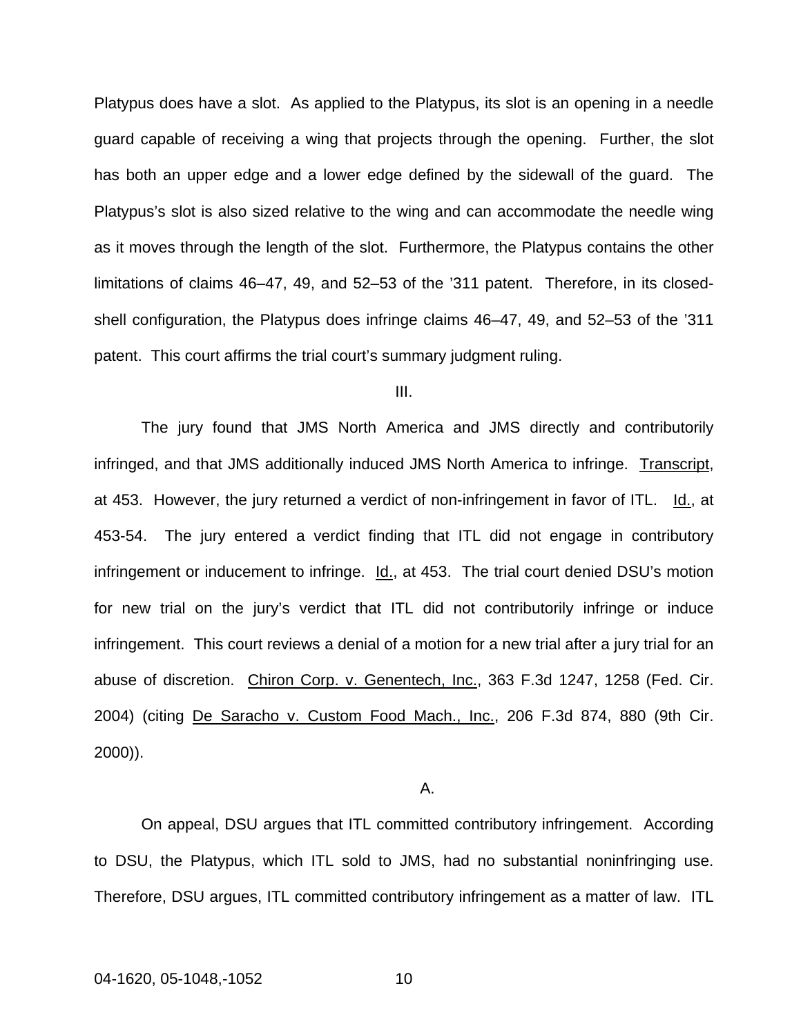Platypus does have a slot. As applied to the Platypus, its slot is an opening in a needle guard capable of receiving a wing that projects through the opening. Further, the slot has both an upper edge and a lower edge defined by the sidewall of the guard. The Platypus's slot is also sized relative to the wing and can accommodate the needle wing as it moves through the length of the slot. Furthermore, the Platypus contains the other limitations of claims 46–47, 49, and 52–53 of the '311 patent. Therefore, in its closed-shell configuration, the Platypus does infringe claims 46–47, 49, and 52–53 of the '311 patent. This court affirms the trial court's summary judgment ruling.

III.

The jury found that JMS North America and JMS directly and contributorily infringed, and that JMS additionally induced JMS North America to infringe. Transcript, at 453. However, the jury returned a verdict of non-infringement in favor of ITL. Id., at 453-54. The jury entered a verdict finding that ITL did not engage in contributory infringement or inducement to infringe. Id., at 453. The trial court denied DSU's motion for new trial on the jury's verdict that ITL did not contributorily infringe or induce infringement. This court reviews a denial of a motion for a new trial after a jury trial for an abuse of discretion. Chiron Corp. v. Genentech, Inc., 363 F.3d 1247, 1258 (Fed. Cir. 2004) (citing De Saracho v. Custom Food Mach., Inc., 206 F.3d 874, 880 (9th Cir. 2000)).

A.

On appeal, DSU argues that ITL committed contributory infringement. According to DSU, the Platypus, which ITL sold to JMS, had no substantial noninfringing use. Therefore, DSU argues, ITL committed contributory infringement as a matter of law. ITL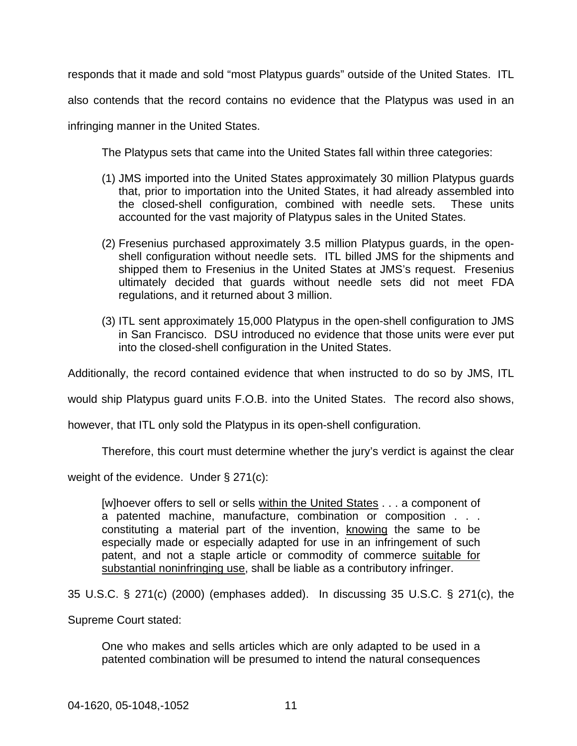responds that it made and sold "most Platypus guards" outside of the United States. ITL also contends that the record contains no evidence that the Platypus was used in an infringing manner in the United States.

The Platypus sets that came into the United States fall within three categories:

(1) JMS imported into the United States approximately 30 million Platypus guards that, prior to importation into the United States, it had already assembled into the closed-shell configuration, combined with needle sets. These units accounted for the vast majority of Platypus sales in the United States.

(2) Fresenius purchased approximately 3.5 million Platypus guards, in the open-shell configuration without needle sets. ITL billed JMS for the shipments and shipped them to Fresenius in the United States at JMS's request. Fresenius ultimately decided that guards without needle sets did not meet FDA regulations, and it returned about 3 million.

(3) ITL sent approximately 15,000 Platypus in the open-shell configuration to JMS in San Francisco. DSU introduced no evidence that those units were ever put into the closed-shell configuration in the United States.

Additionally, the record contained evidence that when instructed to do so by JMS, ITL would ship Platypus guard units F.O.B. into the United States. The record also shows, however, that ITL only sold the Platypus in its open-shell configuration.

Therefore, this court must determine whether the jury's verdict is against the clear weight of the evidence. Under § 271(c):

> [w]hoever offers to sell or sells <u>within the United States</u> . . . a component of a patented machine, manufacture, combination or composition . . . constituting a material part of the invention, <u>knowing</u> the same to be especially made or especially adapted for use in an infringement of such patent, and not a staple article or commodity of commerce <u>suitable for substantial noninfringing use</u>, shall be liable as a contributory infringer.

35 U.S.C. § 271(c) (2000) (emphases added). In discussing 35 U.S.C. § 271(c), the Supreme Court stated:

> One who makes and sells articles which are only adapted to be used in a patented combination will be presumed to intend the natural consequences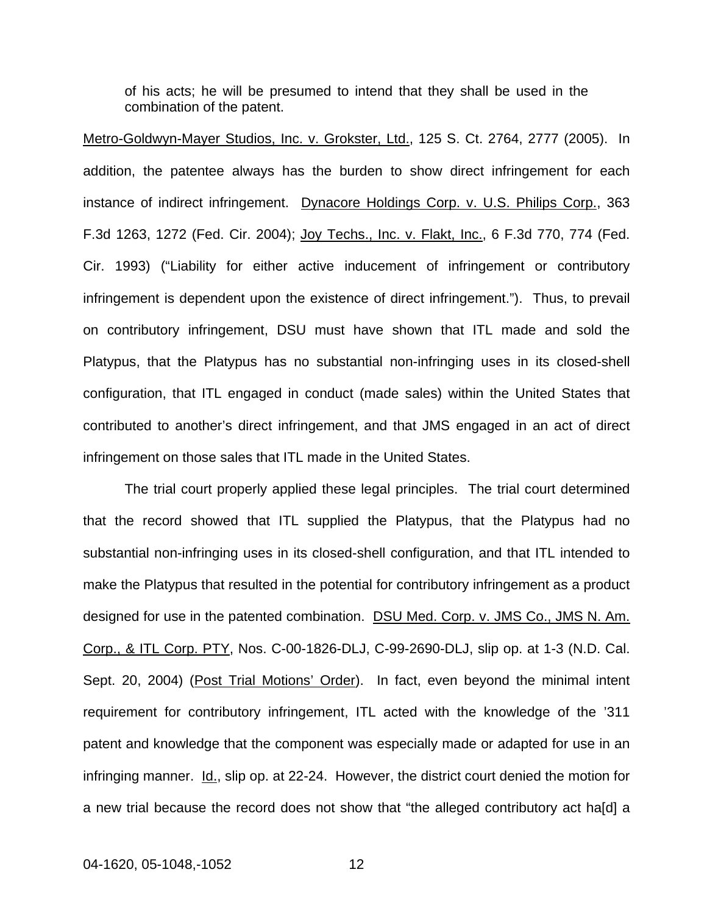of his acts; he will be presumed to intend that they shall be used in the combination of the patent.

Metro-Goldwyn-Mayer Studios, Inc. v. Grokster, Ltd., 125 S. Ct. 2764, 2777 (2005). In addition, the patentee always has the burden to show direct infringement for each instance of indirect infringement. Dynacore Holdings Corp. v. U.S. Philips Corp., 363 F.3d 1263, 1272 (Fed. Cir. 2004); Joy Techs., Inc. v. Flakt, Inc., 6 F.3d 770, 774 (Fed. Cir. 1993) ("Liability for either active inducement of infringement or contributory infringement is dependent upon the existence of direct infringement."). Thus, to prevail on contributory infringement, DSU must have shown that ITL made and sold the Platypus, that the Platypus has no substantial non-infringing uses in its closed-shell configuration, that ITL engaged in conduct (made sales) within the United States that contributed to another's direct infringement, and that JMS engaged in an act of direct infringement on those sales that ITL made in the United States.

The trial court properly applied these legal principles. The trial court determined that the record showed that ITL supplied the Platypus, that the Platypus had no substantial non-infringing uses in its closed-shell configuration, and that ITL intended to make the Platypus that resulted in the potential for contributory infringement as a product designed for use in the patented combination. DSU Med. Corp. v. JMS Co., JMS N. Am. Corp., & ITL Corp. PTY, Nos. C-00-1826-DLJ, C-99-2690-DLJ, slip op. at 1-3 (N.D. Cal. Sept. 20, 2004) (Post Trial Motions' Order). In fact, even beyond the minimal intent requirement for contributory infringement, ITL acted with the knowledge of the '311 patent and knowledge that the component was especially made or adapted for use in an infringing manner. Id., slip op. at 22-24. However, the district court denied the motion for a new trial because the record does not show that "the alleged contributory act ha[d] a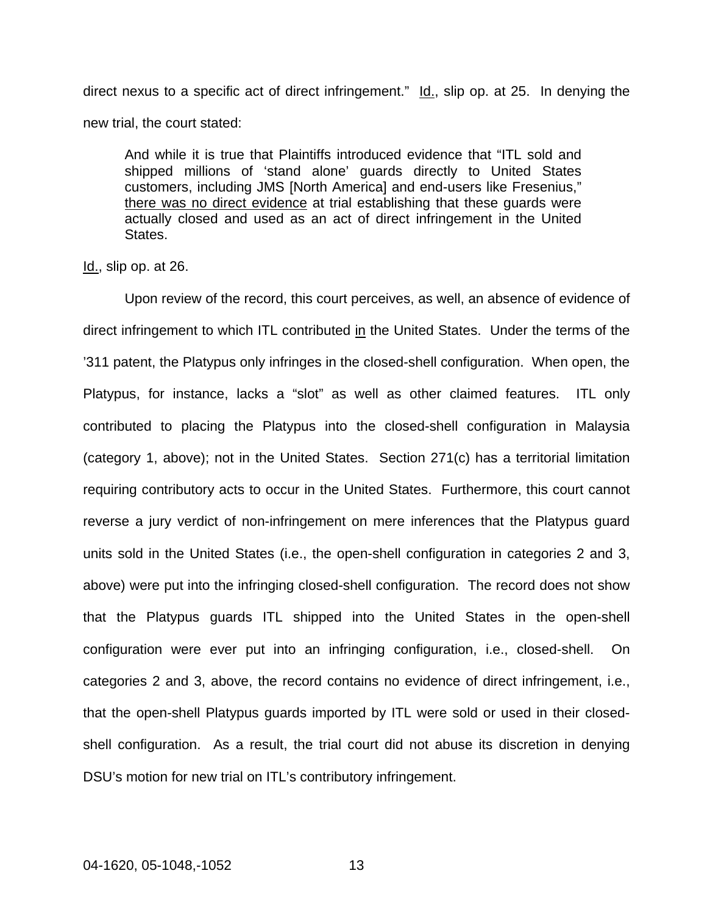direct nexus to a specific act of direct infringement." Id., slip op. at 25. In denying the new trial, the court stated:

> And while it is true that Plaintiffs introduced evidence that "ITL sold and shipped millions of 'stand alone' guards directly to United States customers, including JMS [North America] and end-users like Fresenius," there was no direct evidence at trial establishing that these guards were actually closed and used as an act of direct infringement in the United States.

Id., slip op. at 26.

Upon review of the record, this court perceives, as well, an absence of evidence of direct infringement to which ITL contributed in the United States. Under the terms of the '311 patent, the Platypus only infringes in the closed-shell configuration. When open, the Platypus, for instance, lacks a "slot" as well as other claimed features. ITL only contributed to placing the Platypus into the closed-shell configuration in Malaysia (category 1, above); not in the United States. Section 271(c) has a territorial limitation requiring contributory acts to occur in the United States. Furthermore, this court cannot reverse a jury verdict of non-infringement on mere inferences that the Platypus guard units sold in the United States (i.e., the open-shell configuration in categories 2 and 3, above) were put into the infringing closed-shell configuration. The record does not show that the Platypus guards ITL shipped into the United States in the open-shell configuration were ever put into an infringing configuration, i.e., closed-shell. On categories 2 and 3, above, the record contains no evidence of direct infringement, i.e., that the open-shell Platypus guards imported by ITL were sold or used in their closed-shell configuration. As a result, the trial court did not abuse its discretion in denying DSU's motion for new trial on ITL's contributory infringement.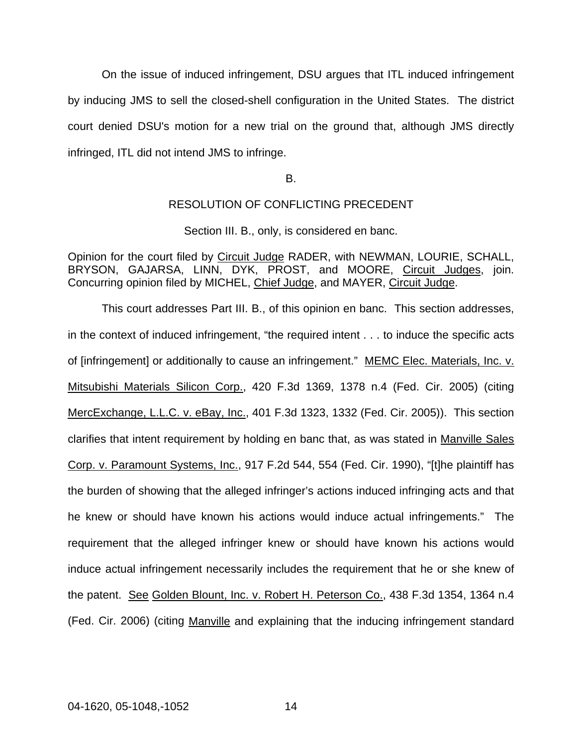On the issue of induced infringement, DSU argues that ITL induced infringement by inducing JMS to sell the closed-shell configuration in the United States. The district court denied DSU's motion for a new trial on the ground that, although JMS directly infringed, ITL did not intend JMS to infringe.

### B.

### RESOLUTION OF CONFLICTING PRECEDENT

Section III. B., only, is considered en banc.

Opinion for the court filed by Circuit Judge RADER, with NEWMAN, LOURIE, SCHALL, BRYSON, GAJARSA, LINN, DYK, PROST, and MOORE, Circuit Judges, join. Concurring opinion filed by MICHEL, Chief Judge, and MAYER, Circuit Judge.

This court addresses Part III. B., of this opinion en banc. This section addresses, in the context of induced infringement, "the required intent . . . to induce the specific acts of [infringement] or additionally to cause an infringement." MEMC Elec. Materials, Inc. v. Mitsubishi Materials Silicon Corp., 420 F.3d 1369, 1378 n.4 (Fed. Cir. 2005) (citing MercExchange, L.L.C. v. eBay, Inc., 401 F.3d 1323, 1332 (Fed. Cir. 2005)). This section clarifies that intent requirement by holding en banc that, as was stated in Manville Sales Corp. v. Paramount Systems, Inc., 917 F.2d 544, 554 (Fed. Cir. 1990), "[t]he plaintiff has the burden of showing that the alleged infringer's actions induced infringing acts and that he knew or should have known his actions would induce actual infringements." The requirement that the alleged infringer knew or should have known his actions would induce actual infringement necessarily includes the requirement that he or she knew of the patent. See Golden Blount, Inc. v. Robert H. Peterson Co., 438 F.3d 1354, 1364 n.4 (Fed. Cir. 2006) (citing Manville and explaining that the inducing infringement standard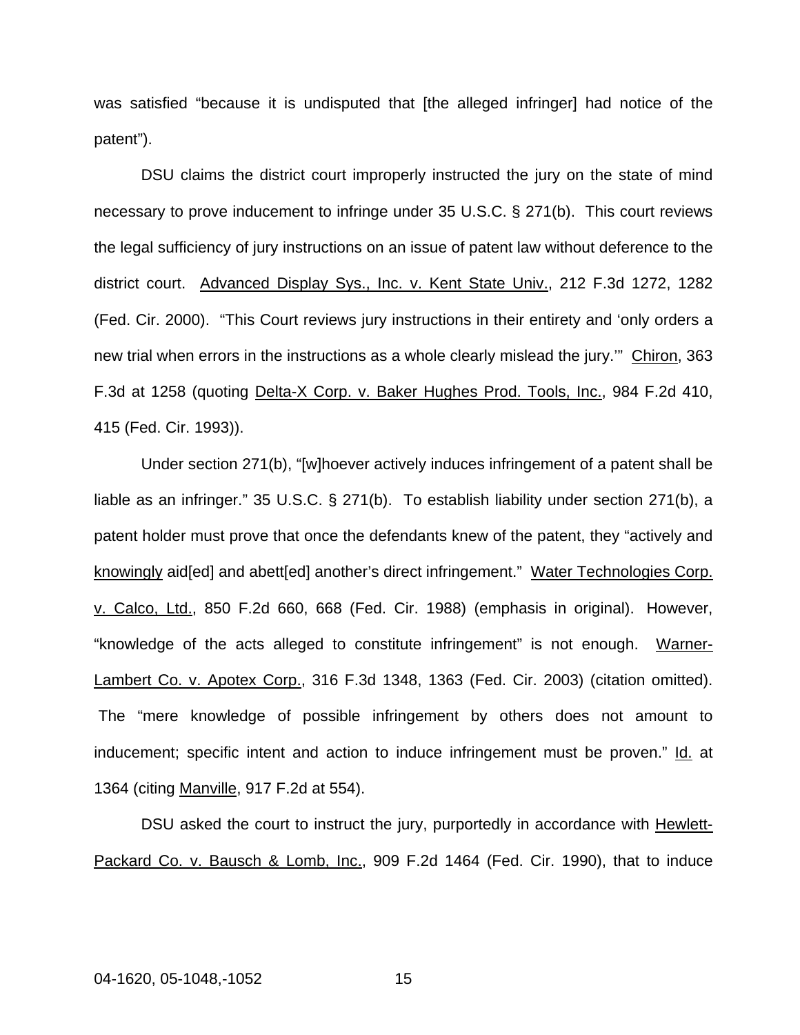was satisfied "because it is undisputed that [the alleged infringer] had notice of the patent").

DSU claims the district court improperly instructed the jury on the state of mind necessary to prove inducement to infringe under 35 U.S.C. § 271(b). This court reviews the legal sufficiency of jury instructions on an issue of patent law without deference to the district court. Advanced Display Sys., Inc. v. Kent State Univ., 212 F.3d 1272, 1282 (Fed. Cir. 2000). "This Court reviews jury instructions in their entirety and 'only orders a new trial when errors in the instructions as a whole clearly mislead the jury.'" Chiron, 363 F.3d at 1258 (quoting Delta-X Corp. v. Baker Hughes Prod. Tools, Inc., 984 F.2d 410, 415 (Fed. Cir. 1993)).

Under section 271(b), "[w]hoever actively induces infringement of a patent shall be liable as an infringer." 35 U.S.C. § 271(b). To establish liability under section 271(b), a patent holder must prove that once the defendants knew of the patent, they "actively and knowingly aid[ed] and abett[ed] another's direct infringement." Water Technologies Corp. v. Calco, Ltd., 850 F.2d 660, 668 (Fed. Cir. 1988) (emphasis in original). However, "knowledge of the acts alleged to constitute infringement" is not enough. Warner-Lambert Co. v. Apotex Corp., 316 F.3d 1348, 1363 (Fed. Cir. 2003) (citation omitted). The "mere knowledge of possible infringement by others does not amount to inducement; specific intent and action to induce infringement must be proven." Id. at 1364 (citing Manville, 917 F.2d at 554).

DSU asked the court to instruct the jury, purportedly in accordance with Hewlett-Packard Co. v. Bausch & Lomb, Inc., 909 F.2d 1464 (Fed. Cir. 1990), that to induce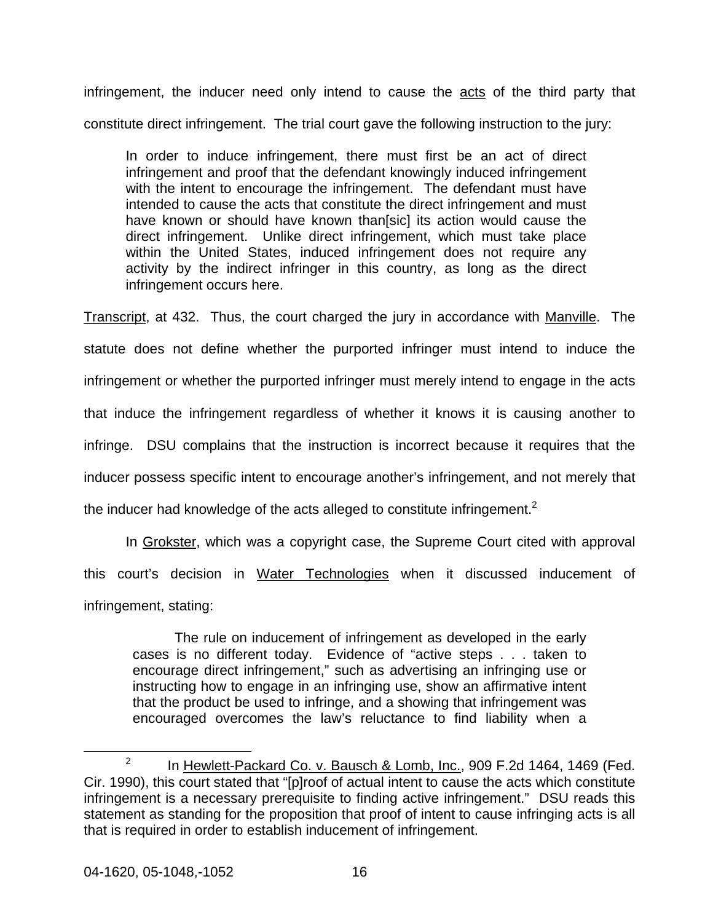infringement, the inducer need only intend to cause the acts of the third party that constitute direct infringement. The trial court gave the following instruction to the jury:

> In order to induce infringement, there must first be an act of direct infringement and proof that the defendant knowingly induced infringement with the intent to encourage the infringement. The defendant must have intended to cause the acts that constitute the direct infringement and must have known or should have known than[sic] its action would cause the direct infringement. Unlike direct infringement, which must take place within the United States, induced infringement does not require any activity by the indirect infringer in this country, as long as the direct infringement occurs here.

Transcript, at 432. Thus, the court charged the jury in accordance with Manville. The statute does not define whether the purported infringer must intend to induce the infringement or whether the purported infringer must merely intend to engage in the acts that induce the infringement regardless of whether it knows it is causing another to infringe. DSU complains that the instruction is incorrect because it requires that the inducer possess specific intent to encourage another's infringement, and not merely that the inducer had knowledge of the acts alleged to constitute infringement.[2]

In Grokster, which was a copyright case, the Supreme Court cited with approval this court's decision in Water Technologies when it discussed inducement of infringement, stating:

> The rule on inducement of infringement as developed in the early cases is no different today. Evidence of "active steps . . . taken to encourage direct infringement," such as advertising an infringing use or instructing how to engage in an infringing use, show an affirmative intent that the product be used to infringe, and a showing that infringement was encouraged overcomes the law's reluctance to find liability when a

[2] In Hewlett-Packard Co. v. Bausch & Lomb, Inc., 909 F.2d 1464, 1469 (Fed. Cir. 1990), this court stated that "[p]roof of actual intent to cause the acts which constitute infringement is a necessary prerequisite to finding active infringement." DSU reads this statement as standing for the proposition that proof of intent to cause infringing acts is all that is required in order to establish inducement of infringement.

04-1620, 05-1048,-1052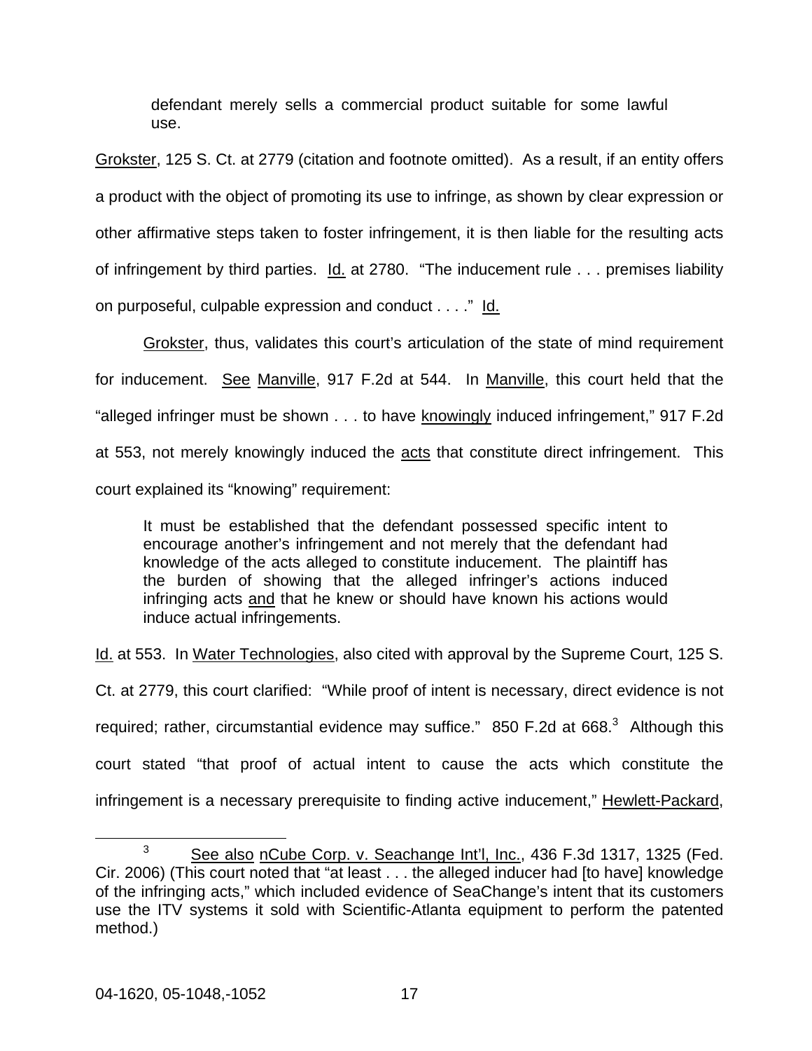> defendant merely sells a commercial product suitable for some lawful use.

Grokster, 125 S. Ct. at 2779 (citation and footnote omitted). As a result, if an entity offers a product with the object of promoting its use to infringe, as shown by clear expression or other affirmative steps taken to foster infringement, it is then liable for the resulting acts of infringement by third parties. Id. at 2780. "The inducement rule . . . premises liability on purposeful, culpable expression and conduct . . . ." Id.

Grokster, thus, validates this court's articulation of the state of mind requirement for inducement. See Manville, 917 F.2d at 544. In Manville, this court held that the "alleged infringer must be shown . . . to have knowingly induced infringement," 917 F.2d at 553, not merely knowingly induced the acts that constitute direct infringement. This court explained its "knowing" requirement:

> It must be established that the defendant possessed specific intent to encourage another's infringement and not merely that the defendant had knowledge of the acts alleged to constitute inducement. The plaintiff has the burden of showing that the alleged infringer's actions induced infringing acts and that he knew or should have known his actions would induce actual infringements.

Id. at 553. In Water Technologies, also cited with approval by the Supreme Court, 125 S. Ct. at 2779, this court clarified: "While proof of intent is necessary, direct evidence is not required; rather, circumstantial evidence may suffice." 850 F.2d at 668.[3] Although this court stated "that proof of actual intent to cause the acts which constitute the infringement is a necessary prerequisite to finding active inducement," Hewlett-Packard,

[3] See also nCube Corp. v. Seachange Int'l, Inc., 436 F.3d 1317, 1325 (Fed. Cir. 2006) (This court noted that "at least . . . the alleged inducer had [to have] knowledge of the infringing acts," which included evidence of SeaChange's intent that its customers use the ITV systems it sold with Scientific-Atlanta equipment to perform the patented method.)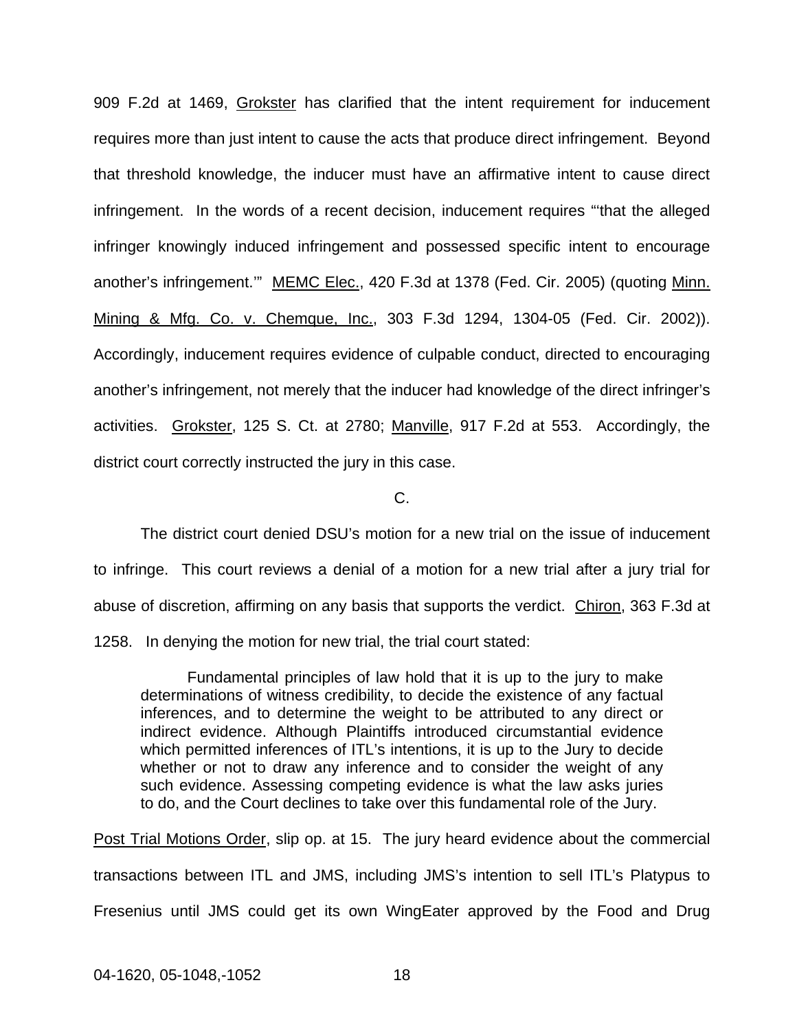909 F.2d at 1469, Grokster has clarified that the intent requirement for inducement requires more than just intent to cause the acts that produce direct infringement. Beyond that threshold knowledge, the inducer must have an affirmative intent to cause direct infringement. In the words of a recent decision, inducement requires "'that the alleged infringer knowingly induced infringement and possessed specific intent to encourage another's infringement.'" MEMC Elec., 420 F.3d at 1378 (Fed. Cir. 2005) (quoting Minn. Mining & Mfg. Co. v. Chemque, Inc., 303 F.3d 1294, 1304-05 (Fed. Cir. 2002)). Accordingly, inducement requires evidence of culpable conduct, directed to encouraging another's infringement, not merely that the inducer had knowledge of the direct infringer's activities. Grokster, 125 S. Ct. at 2780; Manville, 917 F.2d at 553. Accordingly, the district court correctly instructed the jury in this case.

C.

The district court denied DSU's motion for a new trial on the issue of inducement to infringe. This court reviews a denial of a motion for a new trial after a jury trial for abuse of discretion, affirming on any basis that supports the verdict. Chiron, 363 F.3d at 1258. In denying the motion for new trial, the trial court stated:

> Fundamental principles of law hold that it is up to the jury to make determinations of witness credibility, to decide the existence of any factual inferences, and to determine the weight to be attributed to any direct or indirect evidence. Although Plaintiffs introduced circumstantial evidence which permitted inferences of ITL's intentions, it is up to the Jury to decide whether or not to draw any inference and to consider the weight of any such evidence. Assessing competing evidence is what the law asks juries to do, and the Court declines to take over this fundamental role of the Jury.

Post Trial Motions Order, slip op. at 15. The jury heard evidence about the commercial transactions between ITL and JMS, including JMS's intention to sell ITL's Platypus to Fresenius until JMS could get its own WingEater approved by the Food and Drug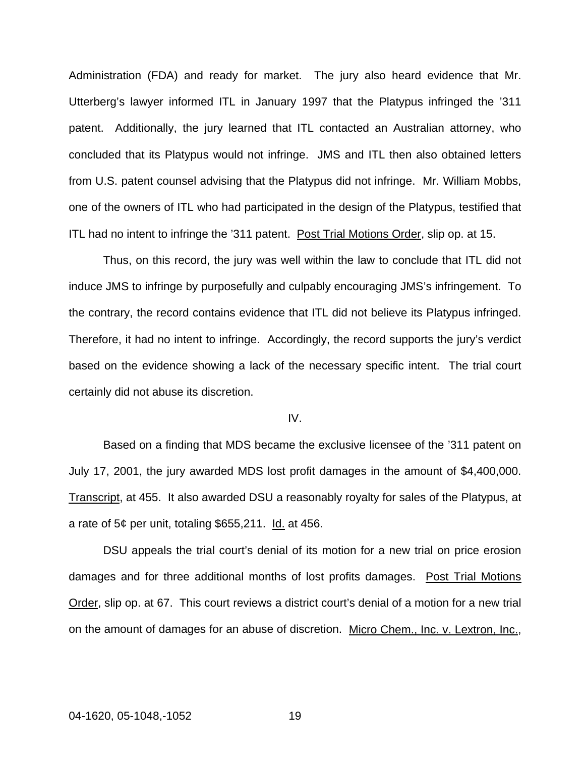Administration (FDA) and ready for market. The jury also heard evidence that Mr. Utterberg's lawyer informed ITL in January 1997 that the Platypus infringed the '311 patent. Additionally, the jury learned that ITL contacted an Australian attorney, who concluded that its Platypus would not infringe. JMS and ITL then also obtained letters from U.S. patent counsel advising that the Platypus did not infringe. Mr. William Mobbs, one of the owners of ITL who had participated in the design of the Platypus, testified that ITL had no intent to infringe the '311 patent. Post Trial Motions Order, slip op. at 15.

Thus, on this record, the jury was well within the law to conclude that ITL did not induce JMS to infringe by purposefully and culpably encouraging JMS's infringement. To the contrary, the record contains evidence that ITL did not believe its Platypus infringed. Therefore, it had no intent to infringe. Accordingly, the record supports the jury's verdict based on the evidence showing a lack of the necessary specific intent. The trial court certainly did not abuse its discretion.

## IV.

Based on a finding that MDS became the exclusive licensee of the '311 patent on July 17, 2001, the jury awarded MDS lost profit damages in the amount of $4,400,000. Transcript, at 455. It also awarded DSU a reasonably royalty for sales of the Platypus, at a rate of 5¢ per unit, totaling $655,211. Id. at 456.

DSU appeals the trial court's denial of its motion for a new trial on price erosion damages and for three additional months of lost profits damages. Post Trial Motions Order, slip op. at 67. This court reviews a district court's denial of a motion for a new trial on the amount of damages for an abuse of discretion. Micro Chem., Inc. v. Lextron, Inc.,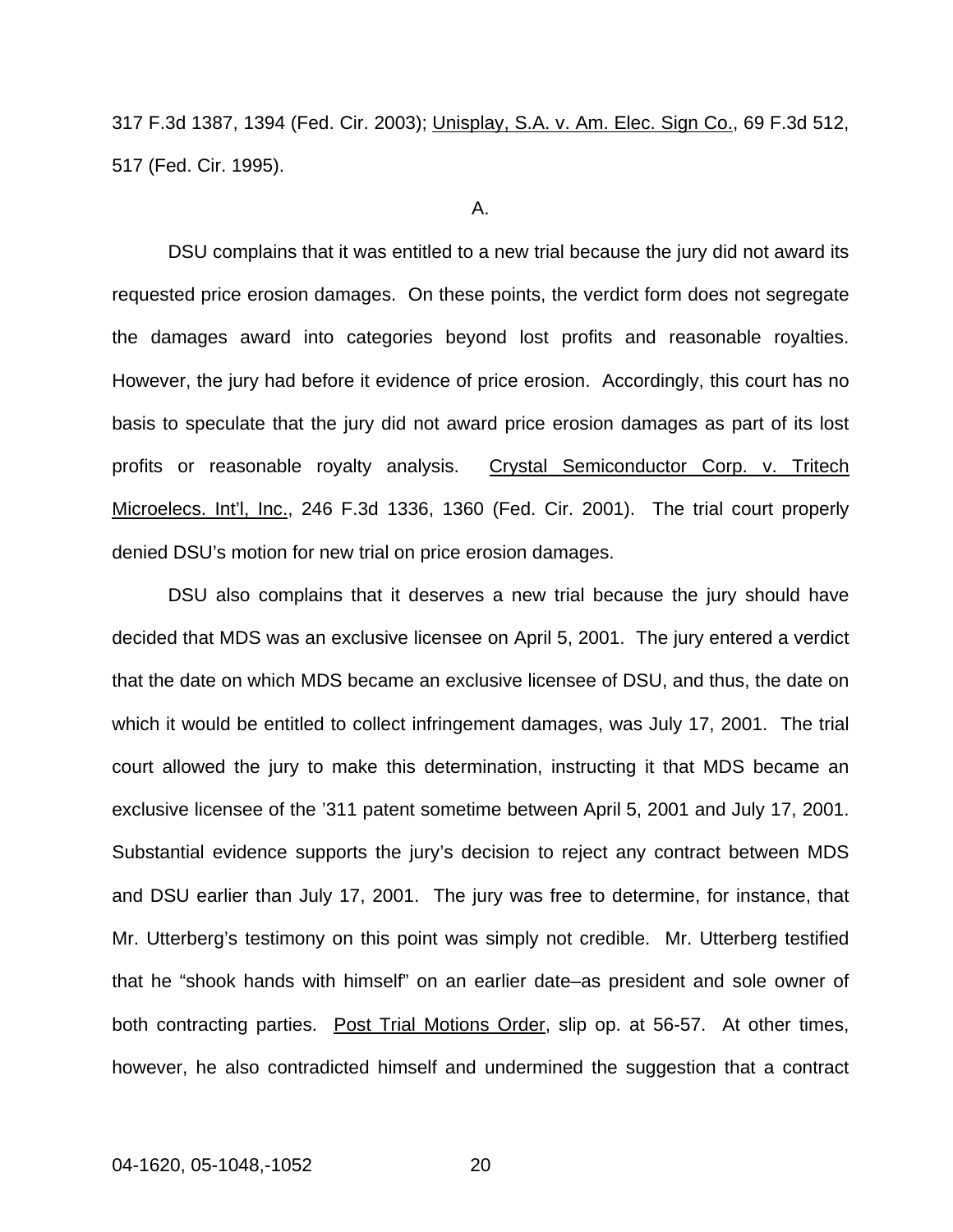317 F.3d 1387, 1394 (Fed. Cir. 2003); Unisplay, S.A. v. Am. Elec. Sign Co., 69 F.3d 512, 517 (Fed. Cir. 1995).

A.

DSU complains that it was entitled to a new trial because the jury did not award its requested price erosion damages. On these points, the verdict form does not segregate the damages award into categories beyond lost profits and reasonable royalties. However, the jury had before it evidence of price erosion. Accordingly, this court has no basis to speculate that the jury did not award price erosion damages as part of its lost profits or reasonable royalty analysis. Crystal Semiconductor Corp. v. Tritech Microelecs. Int'l, Inc., 246 F.3d 1336, 1360 (Fed. Cir. 2001). The trial court properly denied DSU's motion for new trial on price erosion damages.

DSU also complains that it deserves a new trial because the jury should have decided that MDS was an exclusive licensee on April 5, 2001. The jury entered a verdict that the date on which MDS became an exclusive licensee of DSU, and thus, the date on which it would be entitled to collect infringement damages, was July 17, 2001. The trial court allowed the jury to make this determination, instructing it that MDS became an exclusive licensee of the '311 patent sometime between April 5, 2001 and July 17, 2001. Substantial evidence supports the jury's decision to reject any contract between MDS and DSU earlier than July 17, 2001. The jury was free to determine, for instance, that Mr. Utterberg's testimony on this point was simply not credible. Mr. Utterberg testified that he "shook hands with himself" on an earlier date–as president and sole owner of both contracting parties. Post Trial Motions Order, slip op. at 56-57. At other times, however, he also contradicted himself and undermined the suggestion that a contract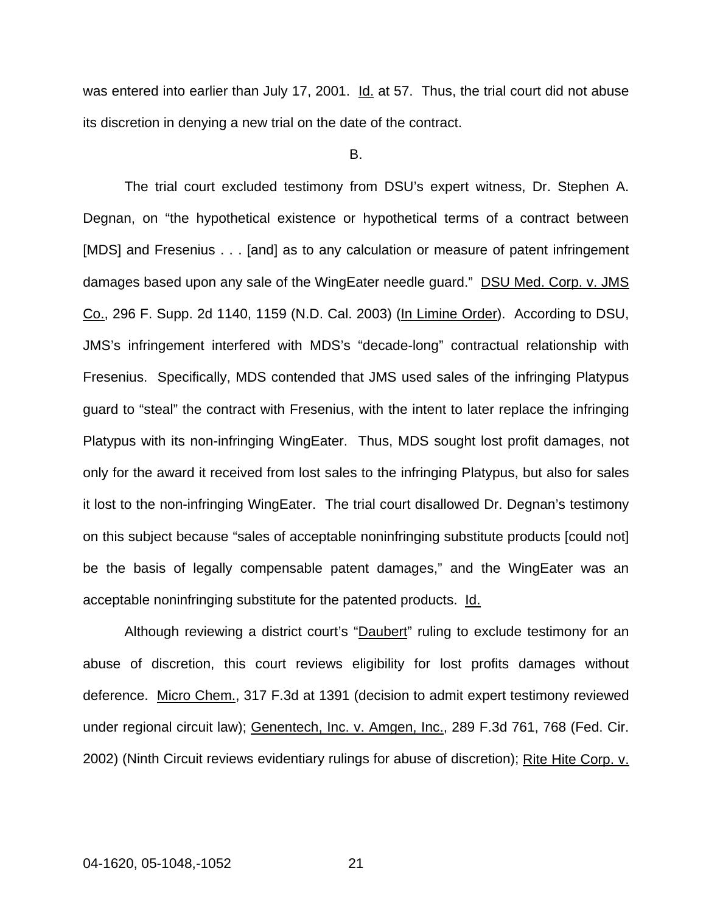was entered into earlier than July 17, 2001. Id. at 57. Thus, the trial court did not abuse its discretion in denying a new trial on the date of the contract.

B.

The trial court excluded testimony from DSU's expert witness, Dr. Stephen A. Degnan, on "the hypothetical existence or hypothetical terms of a contract between [MDS] and Fresenius . . . [and] as to any calculation or measure of patent infringement damages based upon any sale of the WingEater needle guard." DSU Med. Corp. v. JMS Co., 296 F. Supp. 2d 1140, 1159 (N.D. Cal. 2003) (In Limine Order). According to DSU, JMS's infringement interfered with MDS's "decade-long" contractual relationship with Fresenius. Specifically, MDS contended that JMS used sales of the infringing Platypus guard to "steal" the contract with Fresenius, with the intent to later replace the infringing Platypus with its non-infringing WingEater. Thus, MDS sought lost profit damages, not only for the award it received from lost sales to the infringing Platypus, but also for sales it lost to the non-infringing WingEater. The trial court disallowed Dr. Degnan's testimony on this subject because "sales of acceptable noninfringing substitute products [could not] be the basis of legally compensable patent damages," and the WingEater was an acceptable noninfringing substitute for the patented products. Id.

Although reviewing a district court's "Daubert" ruling to exclude testimony for an abuse of discretion, this court reviews eligibility for lost profits damages without deference. Micro Chem., 317 F.3d at 1391 (decision to admit expert testimony reviewed under regional circuit law); Genentech, Inc. v. Amgen, Inc., 289 F.3d 761, 768 (Fed. Cir. 2002) (Ninth Circuit reviews evidentiary rulings for abuse of discretion); Rite Hite Corp. v.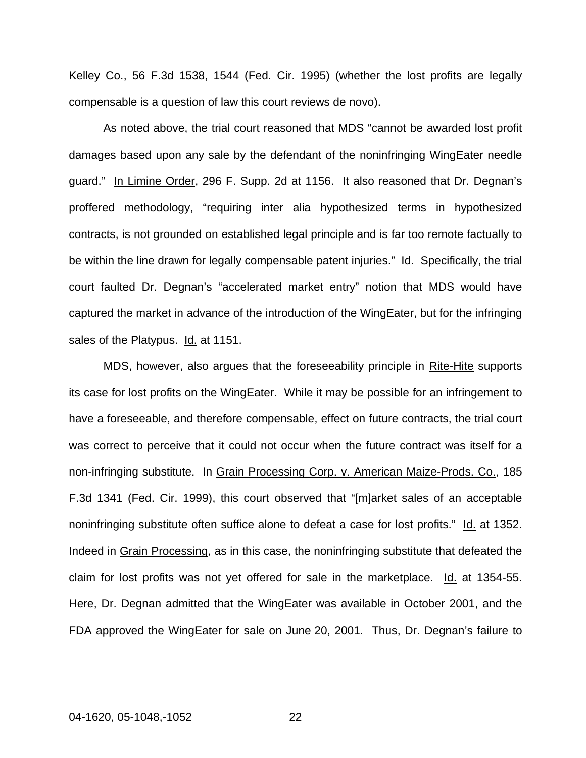Kelley Co., 56 F.3d 1538, 1544 (Fed. Cir. 1995) (whether the lost profits are legally compensable is a question of law this court reviews de novo).

As noted above, the trial court reasoned that MDS "cannot be awarded lost profit damages based upon any sale by the defendant of the noninfringing WingEater needle guard." In Limine Order, 296 F. Supp. 2d at 1156. It also reasoned that Dr. Degnan's proffered methodology, "requiring inter alia hypothesized terms in hypothesized contracts, is not grounded on established legal principle and is far too remote factually to be within the line drawn for legally compensable patent injuries." Id. Specifically, the trial court faulted Dr. Degnan's "accelerated market entry" notion that MDS would have captured the market in advance of the introduction of the WingEater, but for the infringing sales of the Platypus. Id. at 1151.

MDS, however, also argues that the foreseeability principle in Rite-Hite supports its case for lost profits on the WingEater. While it may be possible for an infringement to have a foreseeable, and therefore compensable, effect on future contracts, the trial court was correct to perceive that it could not occur when the future contract was itself for a non-infringing substitute. In Grain Processing Corp. v. American Maize-Prods. Co., 185 F.3d 1341 (Fed. Cir. 1999), this court observed that "[m]arket sales of an acceptable noninfringing substitute often suffice alone to defeat a case for lost profits." Id. at 1352. Indeed in Grain Processing, as in this case, the noninfringing substitute that defeated the claim for lost profits was not yet offered for sale in the marketplace. Id. at 1354-55. Here, Dr. Degnan admitted that the WingEater was available in October 2001, and the FDA approved the WingEater for sale on June 20, 2001. Thus, Dr. Degnan's failure to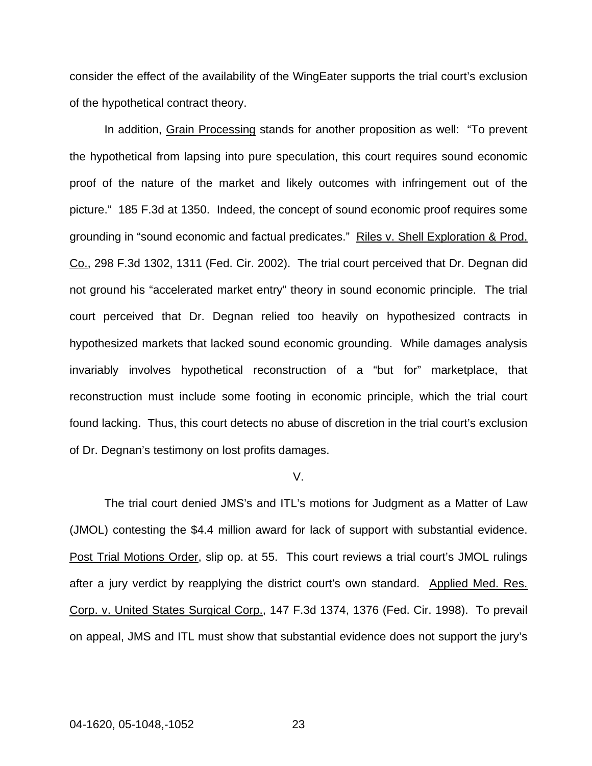consider the effect of the availability of the WingEater supports the trial court's exclusion of the hypothetical contract theory.

In addition, Grain Processing stands for another proposition as well: "To prevent the hypothetical from lapsing into pure speculation, this court requires sound economic proof of the nature of the market and likely outcomes with infringement out of the picture." 185 F.3d at 1350. Indeed, the concept of sound economic proof requires some grounding in "sound economic and factual predicates." Riles v. Shell Exploration & Prod. Co., 298 F.3d 1302, 1311 (Fed. Cir. 2002). The trial court perceived that Dr. Degnan did not ground his "accelerated market entry" theory in sound economic principle. The trial court perceived that Dr. Degnan relied too heavily on hypothesized contracts in hypothesized markets that lacked sound economic grounding. While damages analysis invariably involves hypothetical reconstruction of a "but for" marketplace, that reconstruction must include some footing in economic principle, which the trial court found lacking. Thus, this court detects no abuse of discretion in the trial court's exclusion of Dr. Degnan's testimony on lost profits damages.

## V.

The trial court denied JMS's and ITL's motions for Judgment as a Matter of Law (JMOL) contesting the $4.4 million award for lack of support with substantial evidence. Post Trial Motions Order, slip op. at 55. This court reviews a trial court's JMOL rulings after a jury verdict by reapplying the district court's own standard. Applied Med. Res. Corp. v. United States Surgical Corp., 147 F.3d 1374, 1376 (Fed. Cir. 1998). To prevail on appeal, JMS and ITL must show that substantial evidence does not support the jury's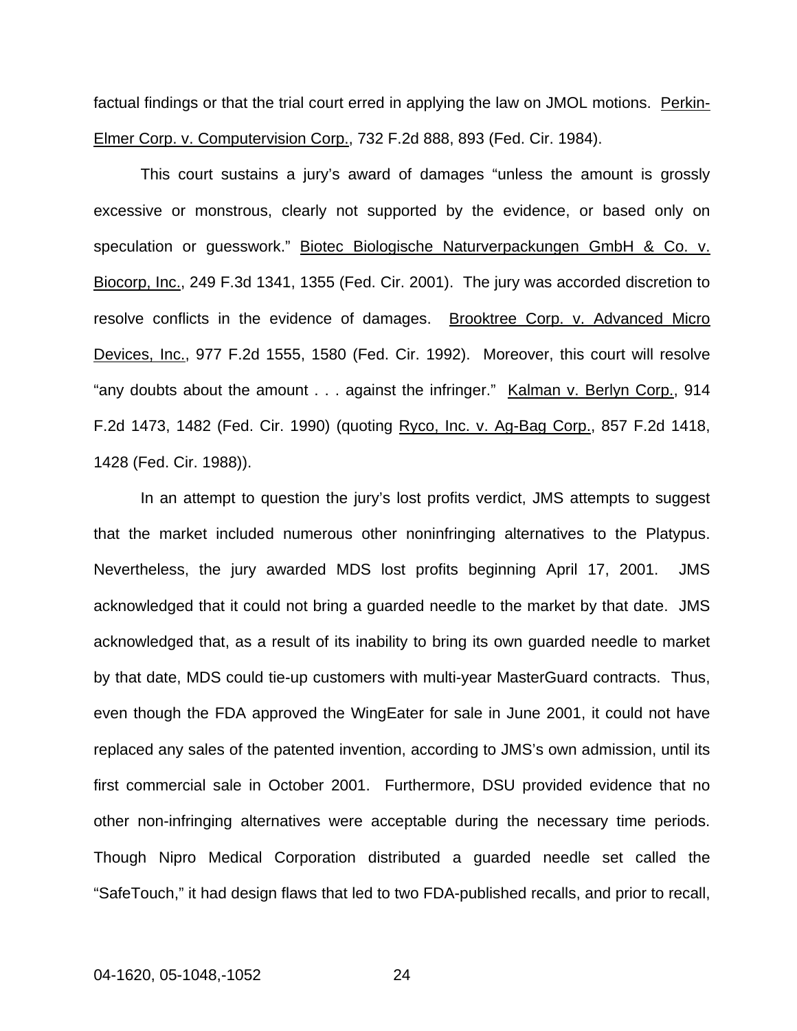factual findings or that the trial court erred in applying the law on JMOL motions. Perkin-Elmer Corp. v. Computervision Corp., 732 F.2d 888, 893 (Fed. Cir. 1984).

This court sustains a jury's award of damages "unless the amount is grossly excessive or monstrous, clearly not supported by the evidence, or based only on speculation or guesswork." Biotec Biologische Naturverpackungen GmbH & Co. v. Biocorp, Inc., 249 F.3d 1341, 1355 (Fed. Cir. 2001). The jury was accorded discretion to resolve conflicts in the evidence of damages. Brooktree Corp. v. Advanced Micro Devices, Inc., 977 F.2d 1555, 1580 (Fed. Cir. 1992). Moreover, this court will resolve "any doubts about the amount . . . against the infringer." Kalman v. Berlyn Corp., 914 F.2d 1473, 1482 (Fed. Cir. 1990) (quoting Ryco, Inc. v. Ag-Bag Corp., 857 F.2d 1418, 1428 (Fed. Cir. 1988)).

In an attempt to question the jury's lost profits verdict, JMS attempts to suggest that the market included numerous other noninfringing alternatives to the Platypus. Nevertheless, the jury awarded MDS lost profits beginning April 17, 2001. JMS acknowledged that it could not bring a guarded needle to the market by that date. JMS acknowledged that, as a result of its inability to bring its own guarded needle to market by that date, MDS could tie-up customers with multi-year MasterGuard contracts. Thus, even though the FDA approved the WingEater for sale in June 2001, it could not have replaced any sales of the patented invention, according to JMS's own admission, until its first commercial sale in October 2001. Furthermore, DSU provided evidence that no other non-infringing alternatives were acceptable during the necessary time periods. Though Nipro Medical Corporation distributed a guarded needle set called the "SafeTouch," it had design flaws that led to two FDA-published recalls, and prior to recall,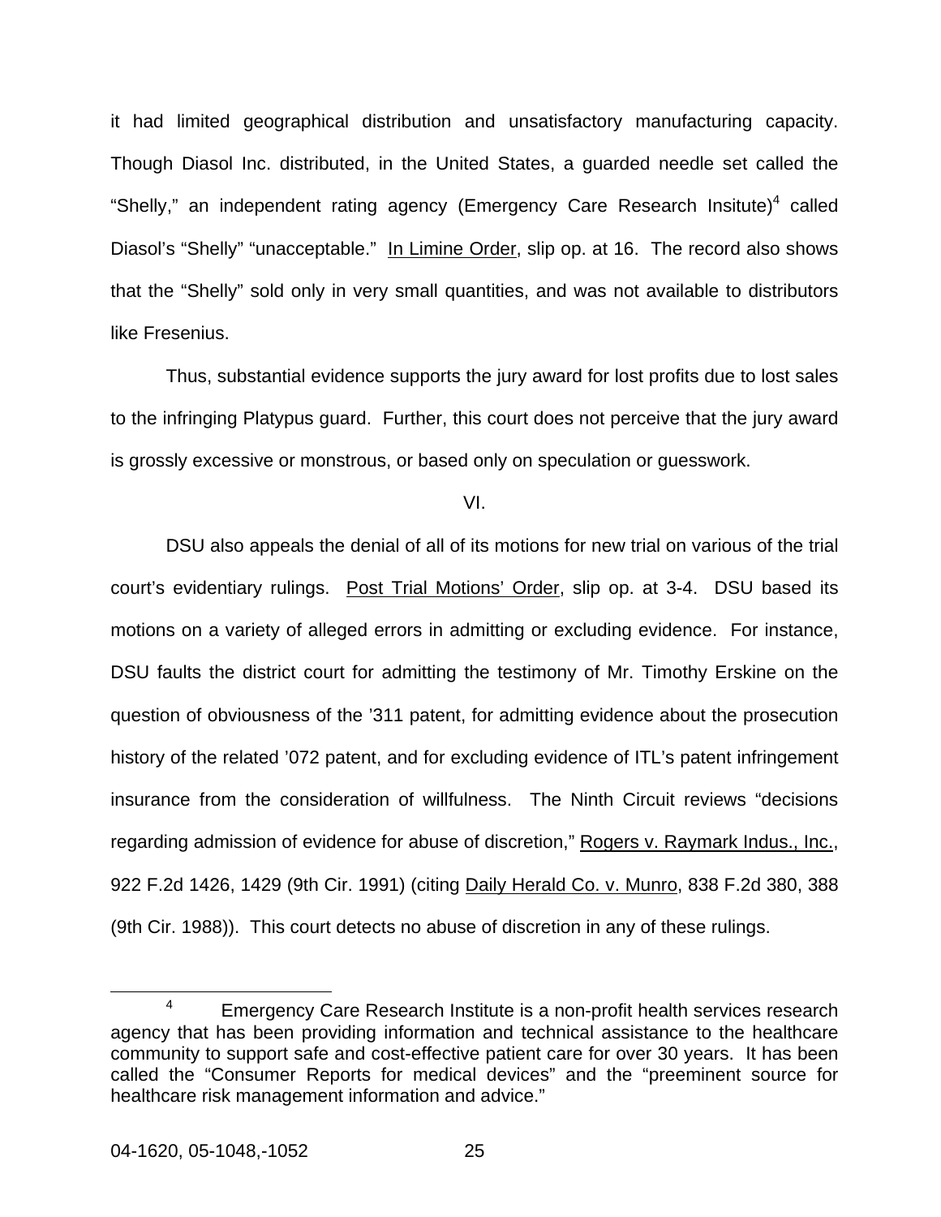it had limited geographical distribution and unsatisfactory manufacturing capacity. Though Diasol Inc. distributed, in the United States, a guarded needle set called the "Shelly," an independent rating agency (Emergency Care Research Insitute)[4] called Diasol's "Shelly" "unacceptable." In Limine Order, slip op. at 16. The record also shows that the "Shelly" sold only in very small quantities, and was not available to distributors like Fresenius.

Thus, substantial evidence supports the jury award for lost profits due to lost sales to the infringing Platypus guard. Further, this court does not perceive that the jury award is grossly excessive or monstrous, or based only on speculation or guesswork.

VI.

DSU also appeals the denial of all of its motions for new trial on various of the trial court's evidentiary rulings. Post Trial Motions' Order, slip op. at 3-4. DSU based its motions on a variety of alleged errors in admitting or excluding evidence. For instance, DSU faults the district court for admitting the testimony of Mr. Timothy Erskine on the question of obviousness of the '311 patent, for admitting evidence about the prosecution history of the related '072 patent, and for excluding evidence of ITL's patent infringement insurance from the consideration of willfulness. The Ninth Circuit reviews "decisions regarding admission of evidence for abuse of discretion," Rogers v. Raymark Indus., Inc., 922 F.2d 1426, 1429 (9th Cir. 1991) (citing Daily Herald Co. v. Munro, 838 F.2d 380, 388 (9th Cir. 1988)). This court detects no abuse of discretion in any of these rulings.

---

[4] Emergency Care Research Institute is a non-profit health services research agency that has been providing information and technical assistance to the healthcare community to support safe and cost-effective patient care for over 30 years. It has been called the "Consumer Reports for medical devices" and the "preeminent source for healthcare risk management information and advice."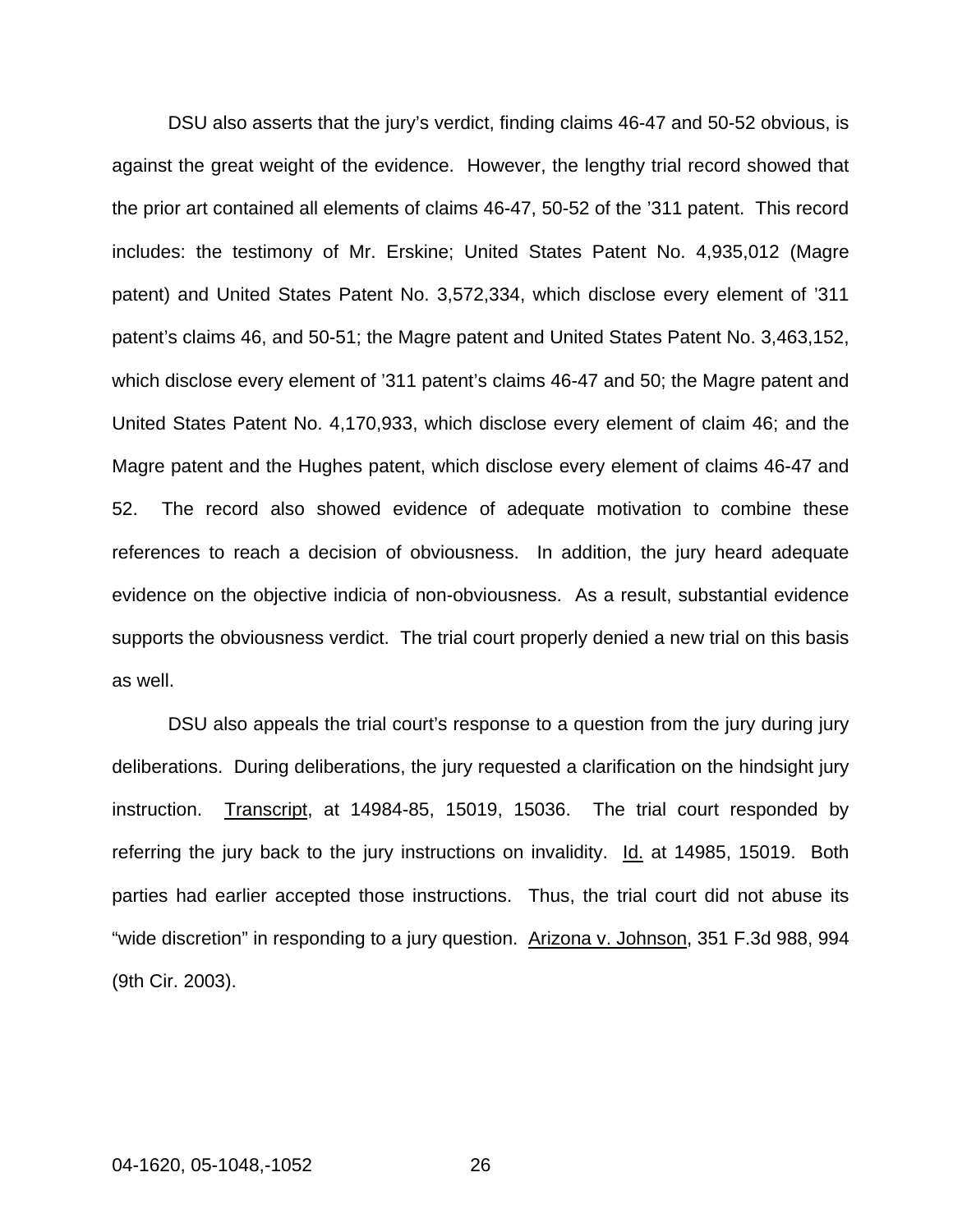DSU also asserts that the jury's verdict, finding claims 46-47 and 50-52 obvious, is against the great weight of the evidence. However, the lengthy trial record showed that the prior art contained all elements of claims 46-47, 50-52 of the '311 patent. This record includes: the testimony of Mr. Erskine; United States Patent No. 4,935,012 (Magre patent) and United States Patent No. 3,572,334, which disclose every element of '311 patent's claims 46, and 50-51; the Magre patent and United States Patent No. 3,463,152, which disclose every element of '311 patent's claims 46-47 and 50; the Magre patent and United States Patent No. 4,170,933, which disclose every element of claim 46; and the Magre patent and the Hughes patent, which disclose every element of claims 46-47 and 52. The record also showed evidence of adequate motivation to combine these references to reach a decision of obviousness. In addition, the jury heard adequate evidence on the objective indicia of non-obviousness. As a result, substantial evidence supports the obviousness verdict. The trial court properly denied a new trial on this basis as well.

DSU also appeals the trial court's response to a question from the jury during jury deliberations. During deliberations, the jury requested a clarification on the hindsight jury instruction. Transcript, at 14984-85, 15019, 15036. The trial court responded by referring the jury back to the jury instructions on invalidity. Id. at 14985, 15019. Both parties had earlier accepted those instructions. Thus, the trial court did not abuse its "wide discretion" in responding to a jury question. Arizona v. Johnson, 351 F.3d 988, 994 (9th Cir. 2003).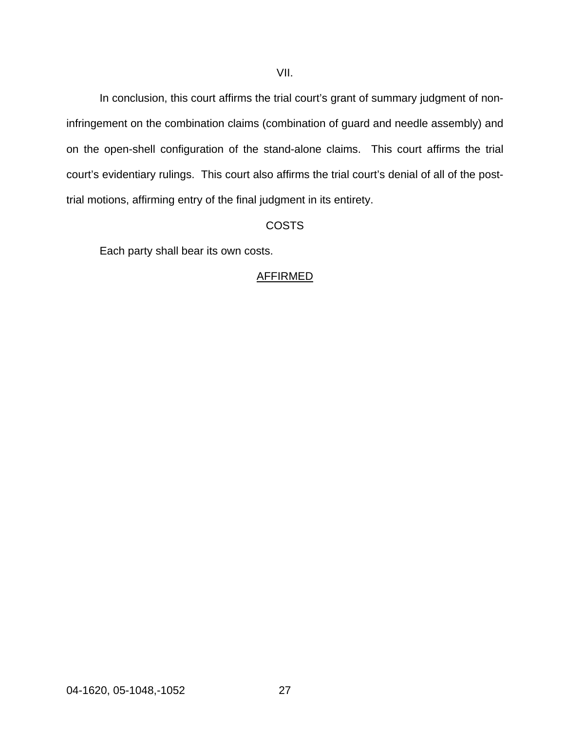## VII.

In conclusion, this court affirms the trial court's grant of summary judgment of non-infringement on the combination claims (combination of guard and needle assembly) and on the open-shell configuration of the stand-alone claims. This court affirms the trial court's evidentiary rulings. This court also affirms the trial court's denial of all of the post-trial motions, affirming entry of the final judgment in its entirety.

## COSTS

Each party shall bear its own costs.

AFFIRMED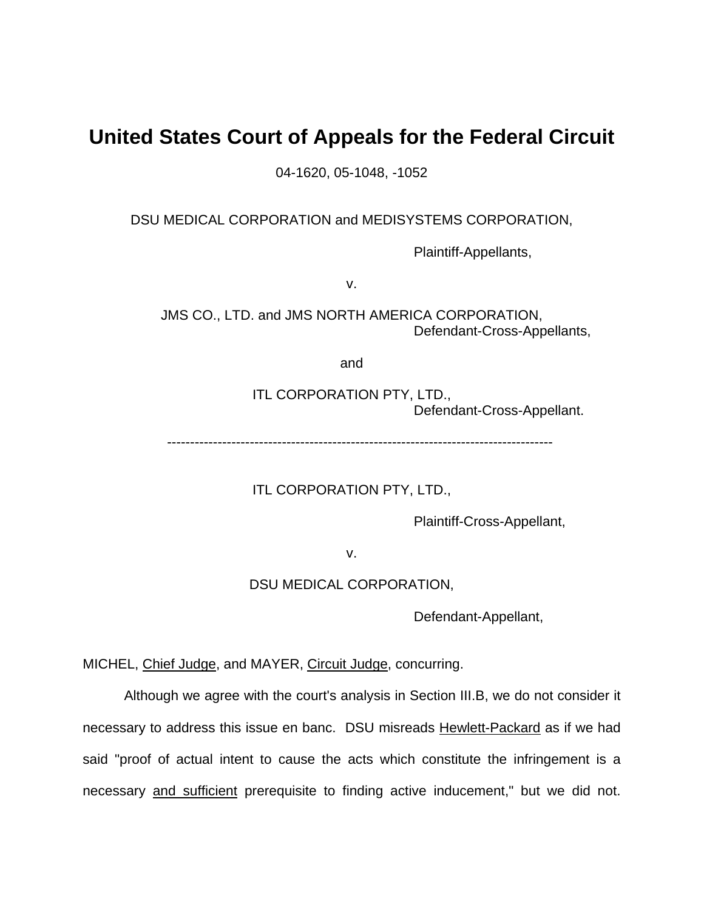# United States Court of Appeals for the Federal Circuit

04-1620, 05-1048, -1052

DSU MEDICAL CORPORATION and MEDISYSTEMS CORPORATION,

Plaintiff-Appellants,

v.

JMS CO., LTD. and JMS NORTH AMERICA CORPORATION,
Defendant-Cross-Appellants,

and

ITL CORPORATION PTY, LTD.,
Defendant-Cross-Appellant.

---

ITL CORPORATION PTY, LTD.,

Plaintiff-Cross-Appellant,

v.

DSU MEDICAL CORPORATION,

Defendant-Appellant,

MICHEL, Chief Judge, and MAYER, Circuit Judge, concurring.

Although we agree with the court's analysis in Section III.B, we do not consider it necessary to address this issue en banc. DSU misreads Hewlett-Packard as if we had said "proof of actual intent to cause the acts which constitute the infringement is a necessary and sufficient prerequisite to finding active inducement," but we did not.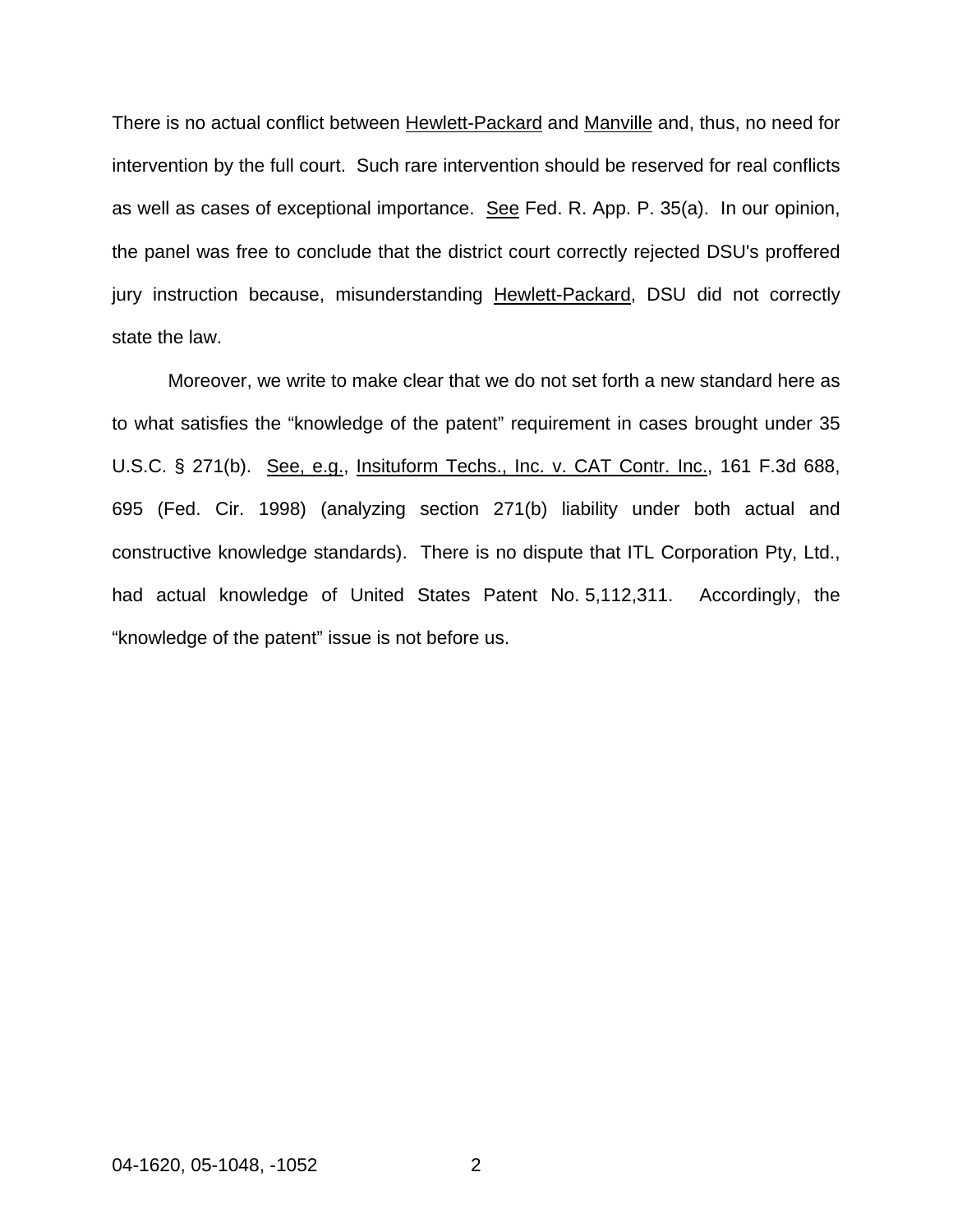There is no actual conflict between Hewlett-Packard and Manville and, thus, no need for intervention by the full court. Such rare intervention should be reserved for real conflicts as well as cases of exceptional importance. See Fed. R. App. P. 35(a). In our opinion, the panel was free to conclude that the district court correctly rejected DSU's proffered jury instruction because, misunderstanding Hewlett-Packard, DSU did not correctly state the law.

Moreover, we write to make clear that we do not set forth a new standard here as to what satisfies the "knowledge of the patent" requirement in cases brought under 35 U.S.C. § 271(b). See, e.g., Insituform Techs., Inc. v. CAT Contr. Inc., 161 F.3d 688, 695 (Fed. Cir. 1998) (analyzing section 271(b) liability under both actual and constructive knowledge standards). There is no dispute that ITL Corporation Pty, Ltd., had actual knowledge of United States Patent No. 5,112,311. Accordingly, the "knowledge of the patent" issue is not before us.